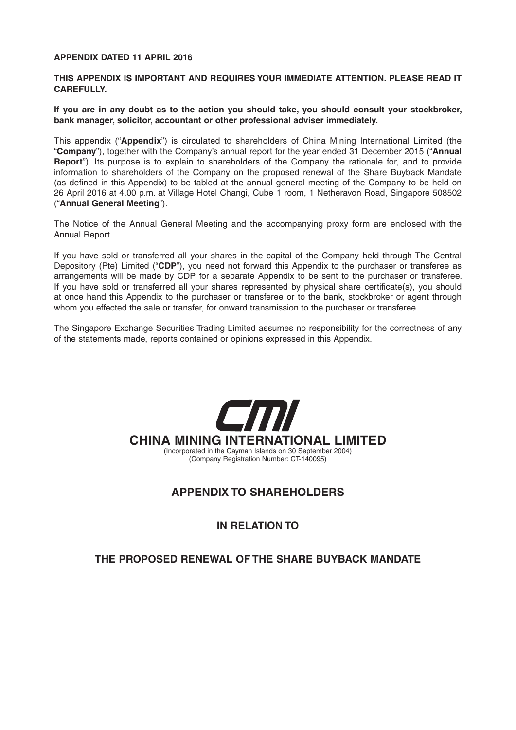**APPENDIX DATED 11 APRIL 2016**

**THIS APPENDIX IS IMPORTANT AND REQUIRES YOUR IMMEDIATE ATTENTION. PLEASE READ IT CAREFULLY.**

**If you are in any doubt as to the action you should take, you should consult your stockbroker, bank manager, solicitor, accountant or other professional adviser immediately.**

This appendix ("**Appendix**") is circulated to shareholders of China Mining International Limited (the "**Company**"), together with the Company's annual report for the year ended 31 December 2015 ("**Annual Report**"). Its purpose is to explain to shareholders of the Company the rationale for, and to provide information to shareholders of the Company on the proposed renewal of the Share Buyback Mandate (as defined in this Appendix) to be tabled at the annual general meeting of the Company to be held on 26 April 2016 at 4.00 p.m. at Village Hotel Changi, Cube 1 room, 1 Netheravon Road, Singapore 508502 ("**Annual General Meeting**").

The Notice of the Annual General Meeting and the accompanying proxy form are enclosed with the Annual Report.

If you have sold or transferred all your shares in the capital of the Company held through The Central Depository (Pte) Limited ("**CDP**"), you need not forward this Appendix to the purchaser or transferee as arrangements will be made by CDP for a separate Appendix to be sent to the purchaser or transferee. If you have sold or transferred all your shares represented by physical share certificate(s), you should at once hand this Appendix to the purchaser or transferee or to the bank, stockbroker or agent through whom you effected the sale or transfer, for onward transmission to the purchaser or transferee.

The Singapore Exchange Securities Trading Limited assumes no responsibility for the correctness of any of the statements made, reports contained or opinions expressed in this Appendix.

CMI

**CHINA MINING INTERNATIONAL LIMITED**

(Incorporated in the Cayman Islands on 30 September 2004)
(Company Registration Number: CT-140095)

## APPENDIX TO SHAREHOLDERS

## IN RELATION TO

## THE PROPOSED RENEWAL OF THE SHARE BUYBACK MANDATE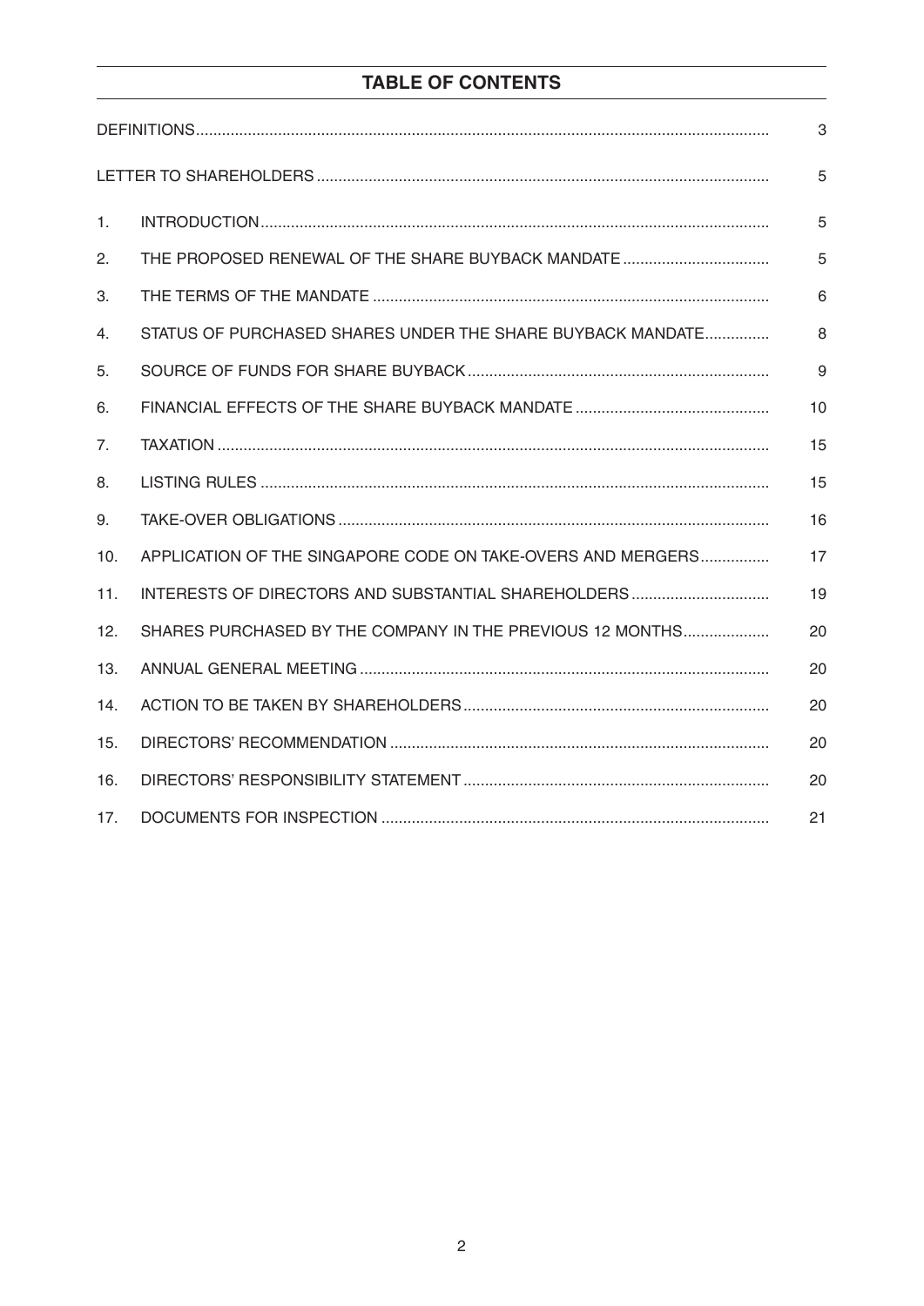# TABLE OF CONTENTS

| | | Page |
|---|---|---|
| DEFINITIONS | | 3 |
| LETTER TO SHAREHOLDERS | | 5 |
| 1. | INTRODUCTION | 5 |
| 2. | THE PROPOSED RENEWAL OF THE SHARE BUYBACK MANDATE | 5 |
| 3. | THE TERMS OF THE MANDATE | 6 |
| 4. | STATUS OF PURCHASED SHARES UNDER THE SHARE BUYBACK MANDATE | 8 |
| 5. | SOURCE OF FUNDS FOR SHARE BUYBACK | 9 |
| 6. | FINANCIAL EFFECTS OF THE SHARE BUYBACK MANDATE | 10 |
| 7. | TAXATION | 15 |
| 8. | LISTING RULES | 15 |
| 9. | TAKE-OVER OBLIGATIONS | 16 |
| 10. | APPLICATION OF THE SINGAPORE CODE ON TAKE-OVERS AND MERGERS | 17 |
| 11. | INTERESTS OF DIRECTORS AND SUBSTANTIAL SHAREHOLDERS | 19 |
| 12. | SHARES PURCHASED BY THE COMPANY IN THE PREVIOUS 12 MONTHS | 20 |
| 13. | ANNUAL GENERAL MEETING | 20 |
| 14. | ACTION TO BE TAKEN BY SHAREHOLDERS | 20 |
| 15. | DIRECTORS' RECOMMENDATION | 20 |
| 16. | DIRECTORS' RESPONSIBILITY STATEMENT | 20 |
| 17. | DOCUMENTS FOR INSPECTION | 21 |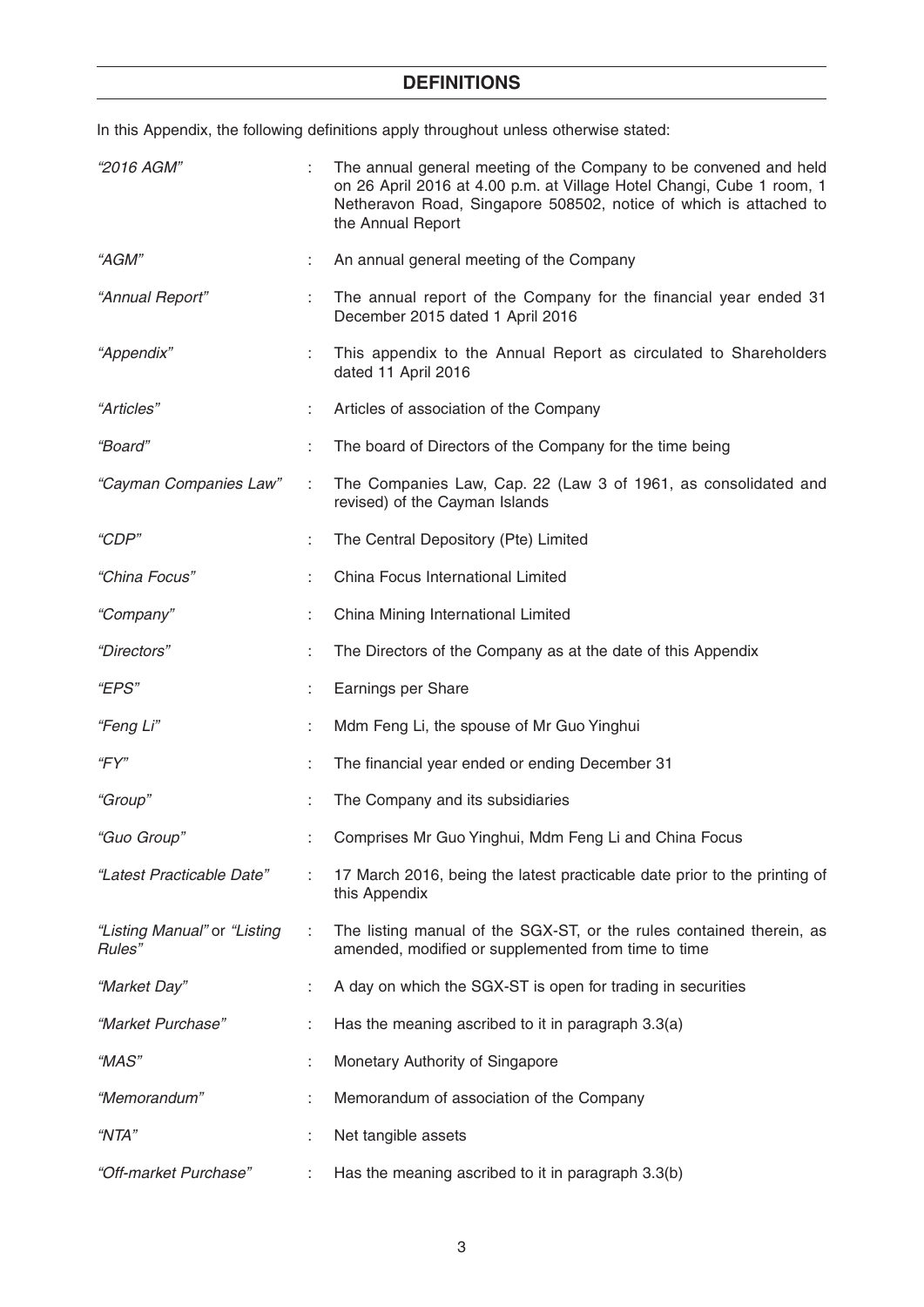## DEFINITIONS

In this Appendix, the following definitions apply throughout unless otherwise stated:

| | | |
|---|---|---|
| *"2016 AGM"* | : | The annual general meeting of the Company to be convened and held on 26 April 2016 at 4.00 p.m. at Village Hotel Changi, Cube 1 room, 1 Netheravon Road, Singapore 508502, notice of which is attached to the Annual Report |
| *"AGM"* | : | An annual general meeting of the Company |
| *"Annual Report"* | : | The annual report of the Company for the financial year ended 31 December 2015 dated 1 April 2016 |
| *"Appendix"* | : | This appendix to the Annual Report as circulated to Shareholders dated 11 April 2016 |
| *"Articles"* | : | Articles of association of the Company |
| *"Board"* | : | The board of Directors of the Company for the time being |
| *"Cayman Companies Law"* | : | The Companies Law, Cap. 22 (Law 3 of 1961, as consolidated and revised) of the Cayman Islands |
| *"CDP"* | : | The Central Depository (Pte) Limited |
| *"China Focus"* | : | China Focus International Limited |
| *"Company"* | : | China Mining International Limited |
| *"Directors"* | : | The Directors of the Company as at the date of this Appendix |
| *"EPS"* | : | Earnings per Share |
| *"Feng Li"* | : | Mdm Feng Li, the spouse of Mr Guo Yinghui |
| *"FY"* | : | The financial year ended or ending December 31 |
| *"Group"* | : | The Company and its subsidiaries |
| *"Guo Group"* | : | Comprises Mr Guo Yinghui, Mdm Feng Li and China Focus |
| *"Latest Practicable Date"* | : | 17 March 2016, being the latest practicable date prior to the printing of this Appendix |
| *"Listing Manual"* or *"Listing Rules"* | : | The listing manual of the SGX-ST, or the rules contained therein, as amended, modified or supplemented from time to time |
| *"Market Day"* | : | A day on which the SGX-ST is open for trading in securities |
| *"Market Purchase"* | : | Has the meaning ascribed to it in paragraph 3.3(a) |
| *"MAS"* | : | Monetary Authority of Singapore |
| *"Memorandum"* | : | Memorandum of association of the Company |
| *"NTA"* | : | Net tangible assets |
| *"Off-market Purchase"* | : | Has the meaning ascribed to it in paragraph 3.3(b) |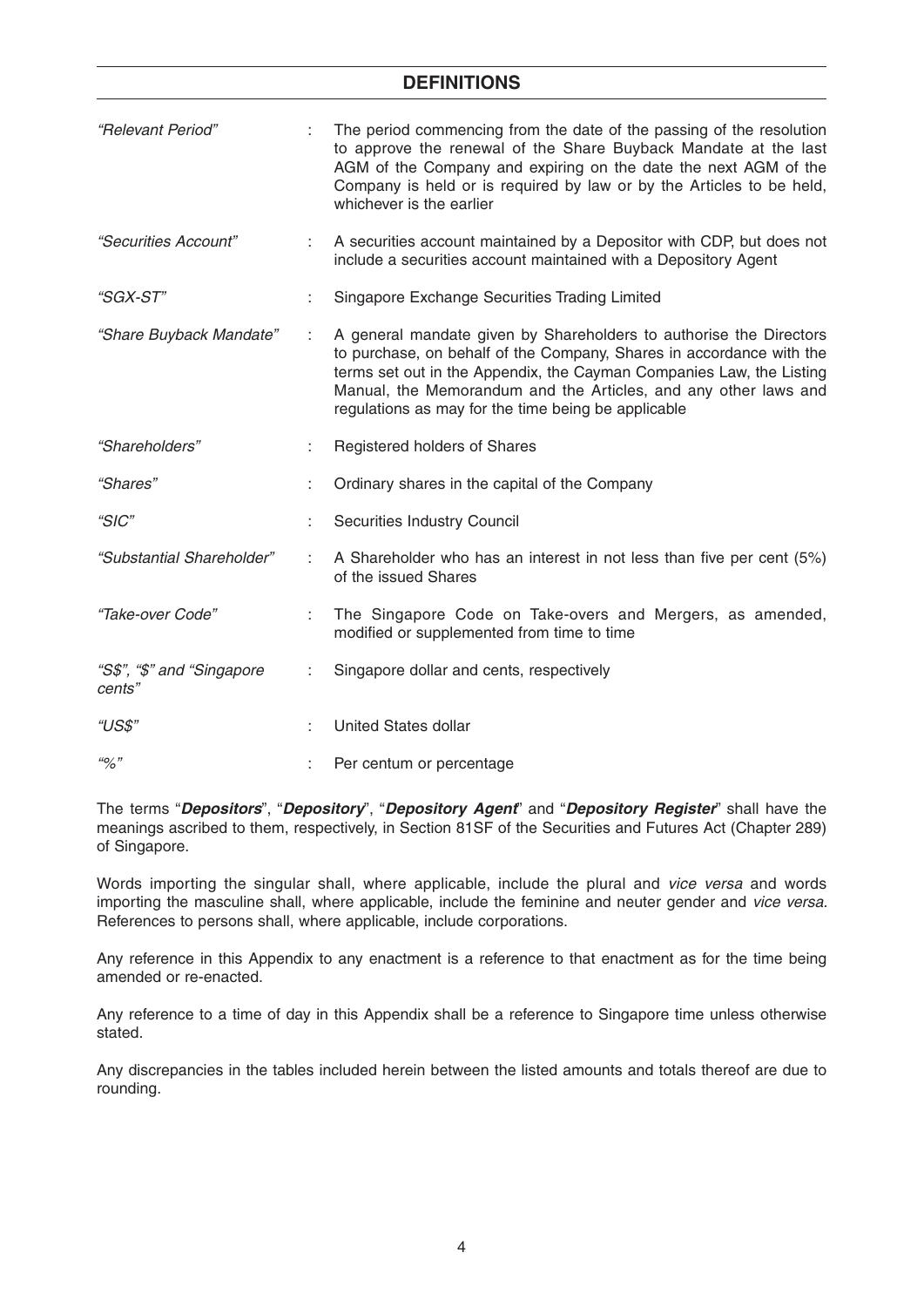## DEFINITIONS

| | | |
|---|---|---|
| *"Relevant Period"* | : | The period commencing from the date of the passing of the resolution to approve the renewal of the Share Buyback Mandate at the last AGM of the Company and expiring on the date the next AGM of the Company is held or is required by law or by the Articles to be held, whichever is the earlier |
| *"Securities Account"* | : | A securities account maintained by a Depositor with CDP, but does not include a securities account maintained with a Depository Agent |
| *"SGX-ST"* | : | Singapore Exchange Securities Trading Limited |
| *"Share Buyback Mandate"* | : | A general mandate given by Shareholders to authorise the Directors to purchase, on behalf of the Company, Shares in accordance with the terms set out in the Appendix, the Cayman Companies Law, the Listing Manual, the Memorandum and the Articles, and any other laws and regulations as may for the time being be applicable |
| *"Shareholders"* | : | Registered holders of Shares |
| *"Shares"* | : | Ordinary shares in the capital of the Company |
| *"SIC"* | : | Securities Industry Council |
| *"Substantial Shareholder"* | : | A Shareholder who has an interest in not less than five per cent (5%) of the issued Shares |
| *"Take-over Code"* | : | The Singapore Code on Take-overs and Mergers, as amended, modified or supplemented from time to time |
| *"S$", "$" and "Singapore cents"* | : | Singapore dollar and cents, respectively |
| *"US$"* | : | United States dollar |
| *"%"* | : | Per centum or percentage |

The terms "***Depositors***", "***Depository***", "***Depository Agent***" and "***Depository Register***" shall have the meanings ascribed to them, respectively, in Section 81SF of the Securities and Futures Act (Chapter 289) of Singapore.

Words importing the singular shall, where applicable, include the plural and *vice versa* and words importing the masculine shall, where applicable, include the feminine and neuter gender and *vice versa*. References to persons shall, where applicable, include corporations.

Any reference in this Appendix to any enactment is a reference to that enactment as for the time being amended or re-enacted.

Any reference to a time of day in this Appendix shall be a reference to Singapore time unless otherwise stated.

Any discrepancies in the tables included herein between the listed amounts and totals thereof are due to rounding.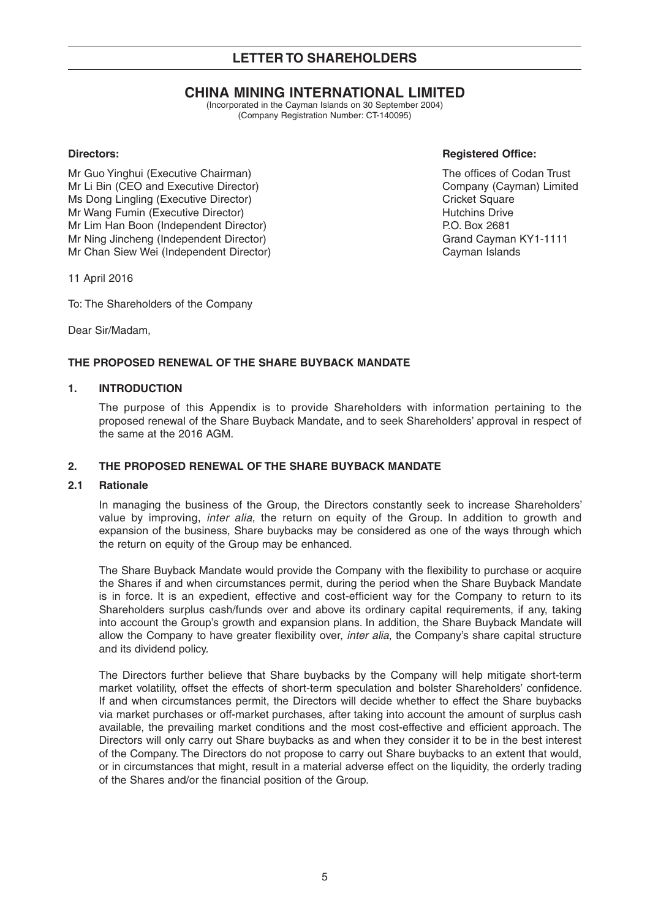# LETTER TO SHAREHOLDERS

## CHINA MINING INTERNATIONAL LIMITED

(Incorporated in the Cayman Islands on 30 September 2004)
(Company Registration Number: CT-140095)

**Directors:**

Mr Guo Yinghui (Executive Chairman)
Mr Li Bin (CEO and Executive Director)
Ms Dong Lingling (Executive Director)
Mr Wang Fumin (Executive Director)
Mr Lim Han Boon (Independent Director)
Mr Ning Jincheng (Independent Director)
Mr Chan Siew Wei (Independent Director)

**Registered Office:**

The offices of Codan Trust
Company (Cayman) Limited
Cricket Square
Hutchins Drive
P.O. Box 2681
Grand Cayman KY1-1111
Cayman Islands

11 April 2016

To: The Shareholders of the Company

Dear Sir/Madam,

**THE PROPOSED RENEWAL OF THE SHARE BUYBACK MANDATE**

**1. INTRODUCTION**

The purpose of this Appendix is to provide Shareholders with information pertaining to the proposed renewal of the Share Buyback Mandate, and to seek Shareholders' approval in respect of the same at the 2016 AGM.

**2. THE PROPOSED RENEWAL OF THE SHARE BUYBACK MANDATE**

**2.1 Rationale**

In managing the business of the Group, the Directors constantly seek to increase Shareholders' value by improving, *inter alia*, the return on equity of the Group. In addition to growth and expansion of the business, Share buybacks may be considered as one of the ways through which the return on equity of the Group may be enhanced.

The Share Buyback Mandate would provide the Company with the flexibility to purchase or acquire the Shares if and when circumstances permit, during the period when the Share Buyback Mandate is in force. It is an expedient, effective and cost-efficient way for the Company to return to its Shareholders surplus cash/funds over and above its ordinary capital requirements, if any, taking into account the Group's growth and expansion plans. In addition, the Share Buyback Mandate will allow the Company to have greater flexibility over, *inter alia*, the Company's share capital structure and its dividend policy.

The Directors further believe that Share buybacks by the Company will help mitigate short-term market volatility, offset the effects of short-term speculation and bolster Shareholders' confidence. If and when circumstances permit, the Directors will decide whether to effect the Share buybacks via market purchases or off-market purchases, after taking into account the amount of surplus cash available, the prevailing market conditions and the most cost-effective and efficient approach. The Directors will only carry out Share buybacks as and when they consider it to be in the best interest of the Company. The Directors do not propose to carry out Share buybacks to an extent that would, or in circumstances that might, result in a material adverse effect on the liquidity, the orderly trading of the Shares and/or the financial position of the Group.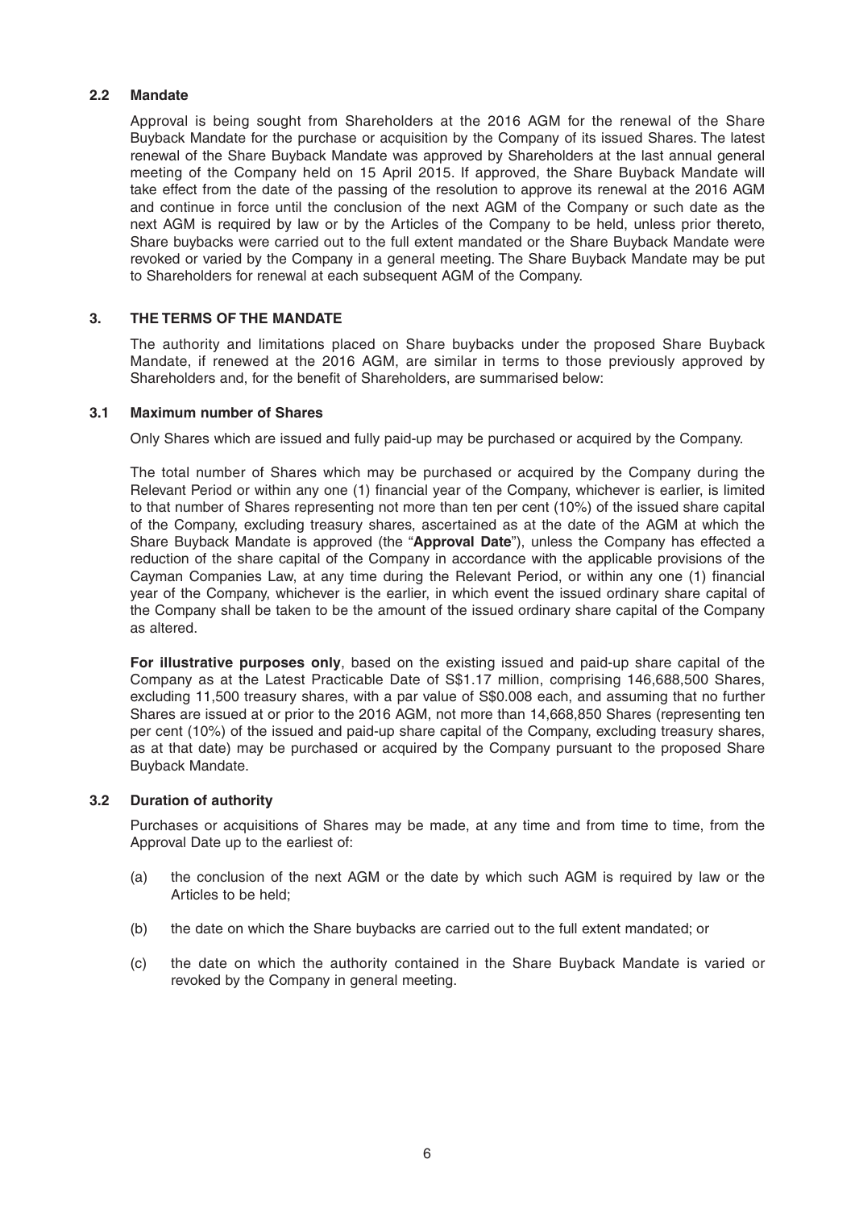### 2.2 Mandate

Approval is being sought from Shareholders at the 2016 AGM for the renewal of the Share Buyback Mandate for the purchase or acquisition by the Company of its issued Shares. The latest renewal of the Share Buyback Mandate was approved by Shareholders at the last annual general meeting of the Company held on 15 April 2015. If approved, the Share Buyback Mandate will take effect from the date of the passing of the resolution to approve its renewal at the 2016 AGM and continue in force until the conclusion of the next AGM of the Company or such date as the next AGM is required by law or by the Articles of the Company to be held, unless prior thereto, Share buybacks were carried out to the full extent mandated or the Share Buyback Mandate were revoked or varied by the Company in a general meeting. The Share Buyback Mandate may be put to Shareholders for renewal at each subsequent AGM of the Company.

## 3. THE TERMS OF THE MANDATE

The authority and limitations placed on Share buybacks under the proposed Share Buyback Mandate, if renewed at the 2016 AGM, are similar in terms to those previously approved by Shareholders and, for the benefit of Shareholders, are summarised below:

### 3.1 Maximum number of Shares

Only Shares which are issued and fully paid-up may be purchased or acquired by the Company.

The total number of Shares which may be purchased or acquired by the Company during the Relevant Period or within any one (1) financial year of the Company, whichever is earlier, is limited to that number of Shares representing not more than ten per cent (10%) of the issued share capital of the Company, excluding treasury shares, ascertained as at the date of the AGM at which the Share Buyback Mandate is approved (the "**Approval Date**"), unless the Company has effected a reduction of the share capital of the Company in accordance with the applicable provisions of the Cayman Companies Law, at any time during the Relevant Period, or within any one (1) financial year of the Company, whichever is the earlier, in which event the issued ordinary share capital of the Company shall be taken to be the amount of the issued ordinary share capital of the Company as altered.

**For illustrative purposes only**, based on the existing issued and paid-up share capital of the Company as at the Latest Practicable Date of S$1.17 million, comprising 146,688,500 Shares, excluding 11,500 treasury shares, with a par value of S$0.008 each, and assuming that no further Shares are issued at or prior to the 2016 AGM, not more than 14,668,850 Shares (representing ten per cent (10%) of the issued and paid-up share capital of the Company, excluding treasury shares, as at that date) may be purchased or acquired by the Company pursuant to the proposed Share Buyback Mandate.

### 3.2 Duration of authority

Purchases or acquisitions of Shares may be made, at any time and from time to time, from the Approval Date up to the earliest of:

(a) the conclusion of the next AGM or the date by which such AGM is required by law or the Articles to be held;

(b) the date on which the Share buybacks are carried out to the full extent mandated; or

(c) the date on which the authority contained in the Share Buyback Mandate is varied or revoked by the Company in general meeting.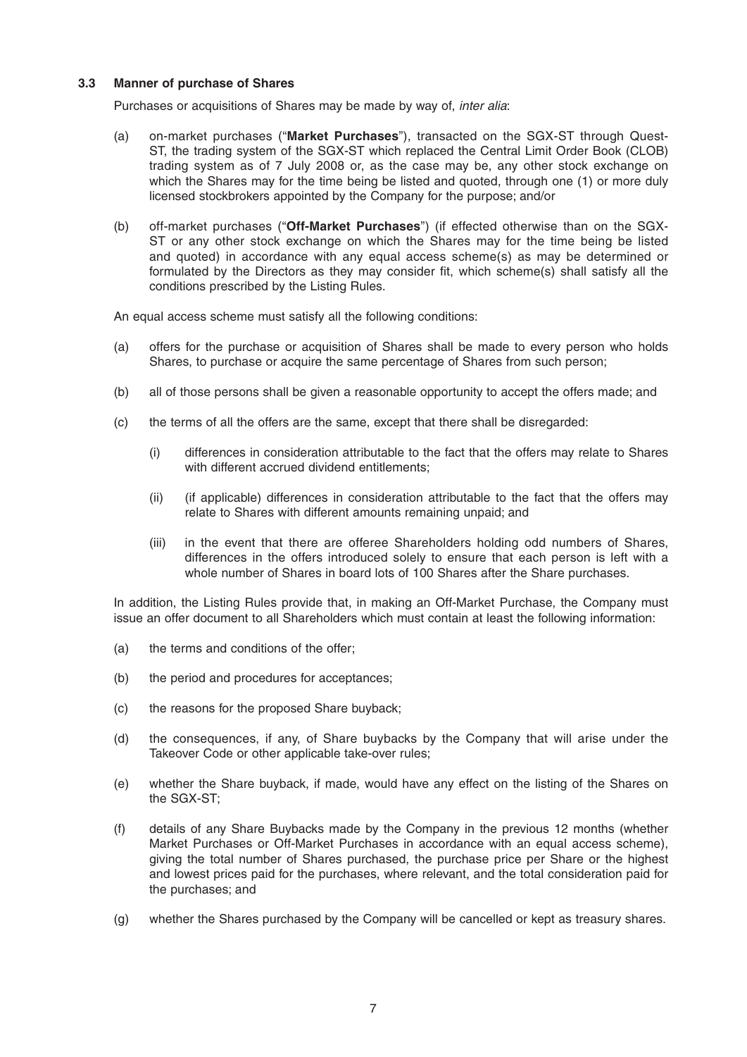### 3.3 Manner of purchase of Shares

Purchases or acquisitions of Shares may be made by way of, *inter alia*:

(a) on-market purchases ("**Market Purchases**"), transacted on the SGX-ST through Quest-ST, the trading system of the SGX-ST which replaced the Central Limit Order Book (CLOB) trading system as of 7 July 2008 or, as the case may be, any other stock exchange on which the Shares may for the time being be listed and quoted, through one (1) or more duly licensed stockbrokers appointed by the Company for the purpose; and/or

(b) off-market purchases ("**Off-Market Purchases**") (if effected otherwise than on the SGX-ST or any other stock exchange on which the Shares may for the time being be listed and quoted) in accordance with any equal access scheme(s) as may be determined or formulated by the Directors as they may consider fit, which scheme(s) shall satisfy all the conditions prescribed by the Listing Rules.

An equal access scheme must satisfy all the following conditions:

(a) offers for the purchase or acquisition of Shares shall be made to every person who holds Shares, to purchase or acquire the same percentage of Shares from such person;

(b) all of those persons shall be given a reasonable opportunity to accept the offers made; and

(c) the terms of all the offers are the same, except that there shall be disregarded:

   (i) differences in consideration attributable to the fact that the offers may relate to Shares with different accrued dividend entitlements;

   (ii) (if applicable) differences in consideration attributable to the fact that the offers may relate to Shares with different amounts remaining unpaid; and

   (iii) in the event that there are offeree Shareholders holding odd numbers of Shares, differences in the offers introduced solely to ensure that each person is left with a whole number of Shares in board lots of 100 Shares after the Share purchases.

In addition, the Listing Rules provide that, in making an Off-Market Purchase, the Company must issue an offer document to all Shareholders which must contain at least the following information:

(a) the terms and conditions of the offer;

(b) the period and procedures for acceptances;

(c) the reasons for the proposed Share buyback;

(d) the consequences, if any, of Share buybacks by the Company that will arise under the Takeover Code or other applicable take-over rules;

(e) whether the Share buyback, if made, would have any effect on the listing of the Shares on the SGX-ST;

(f) details of any Share Buybacks made by the Company in the previous 12 months (whether Market Purchases or Off-Market Purchases in accordance with an equal access scheme), giving the total number of Shares purchased, the purchase price per Share or the highest and lowest prices paid for the purchases, where relevant, and the total consideration paid for the purchases; and

(g) whether the Shares purchased by the Company will be cancelled or kept as treasury shares.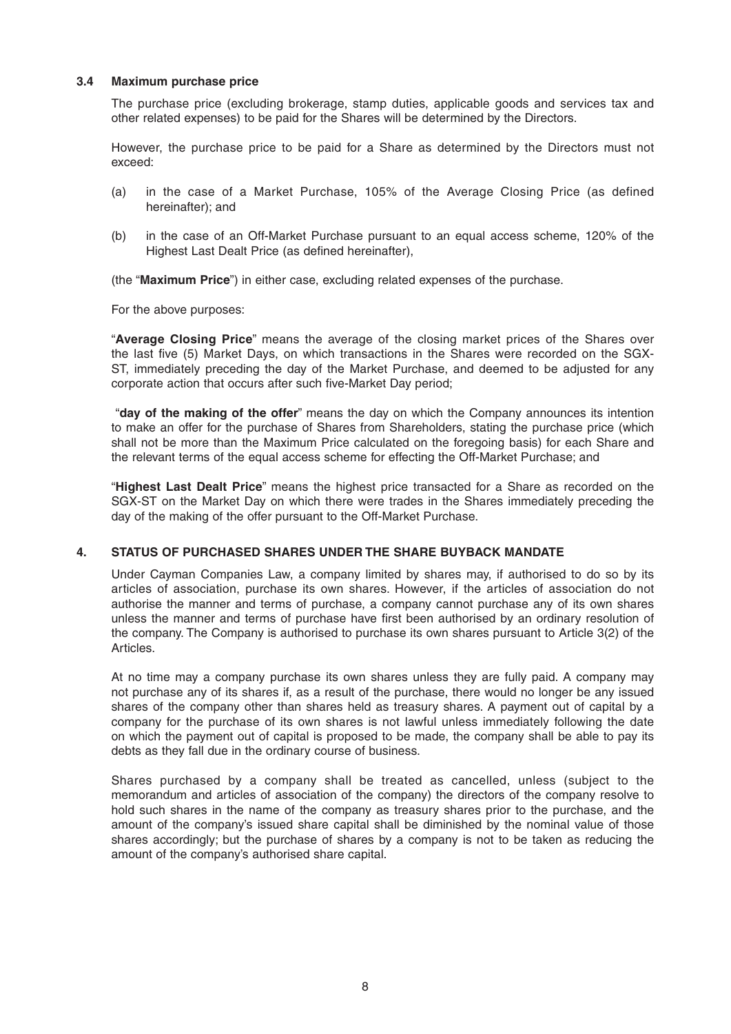### 3.4 Maximum purchase price

The purchase price (excluding brokerage, stamp duties, applicable goods and services tax and other related expenses) to be paid for the Shares will be determined by the Directors.

However, the purchase price to be paid for a Share as determined by the Directors must not exceed:

(a) in the case of a Market Purchase, 105% of the Average Closing Price (as defined hereinafter); and

(b) in the case of an Off-Market Purchase pursuant to an equal access scheme, 120% of the Highest Last Dealt Price (as defined hereinafter),

(the "**Maximum Price**") in either case, excluding related expenses of the purchase.

For the above purposes:

"**Average Closing Price**" means the average of the closing market prices of the Shares over the last five (5) Market Days, on which transactions in the Shares were recorded on the SGX-ST, immediately preceding the day of the Market Purchase, and deemed to be adjusted for any corporate action that occurs after such five-Market Day period;

"**day of the making of the offer**" means the day on which the Company announces its intention to make an offer for the purchase of Shares from Shareholders, stating the purchase price (which shall not be more than the Maximum Price calculated on the foregoing basis) for each Share and the relevant terms of the equal access scheme for effecting the Off-Market Purchase; and

"**Highest Last Dealt Price**" means the highest price transacted for a Share as recorded on the SGX-ST on the Market Day on which there were trades in the Shares immediately preceding the day of the making of the offer pursuant to the Off-Market Purchase.

## 4. STATUS OF PURCHASED SHARES UNDER THE SHARE BUYBACK MANDATE

Under Cayman Companies Law, a company limited by shares may, if authorised to do so by its articles of association, purchase its own shares. However, if the articles of association do not authorise the manner and terms of purchase, a company cannot purchase any of its own shares unless the manner and terms of purchase have first been authorised by an ordinary resolution of the company. The Company is authorised to purchase its own shares pursuant to Article 3(2) of the Articles.

At no time may a company purchase its own shares unless they are fully paid. A company may not purchase any of its shares if, as a result of the purchase, there would no longer be any issued shares of the company other than shares held as treasury shares. A payment out of capital by a company for the purchase of its own shares is not lawful unless immediately following the date on which the payment out of capital is proposed to be made, the company shall be able to pay its debts as they fall due in the ordinary course of business.

Shares purchased by a company shall be treated as cancelled, unless (subject to the memorandum and articles of association of the company) the directors of the company resolve to hold such shares in the name of the company as treasury shares prior to the purchase, and the amount of the company's issued share capital shall be diminished by the nominal value of those shares accordingly; but the purchase of shares by a company is not to be taken as reducing the amount of the company's authorised share capital.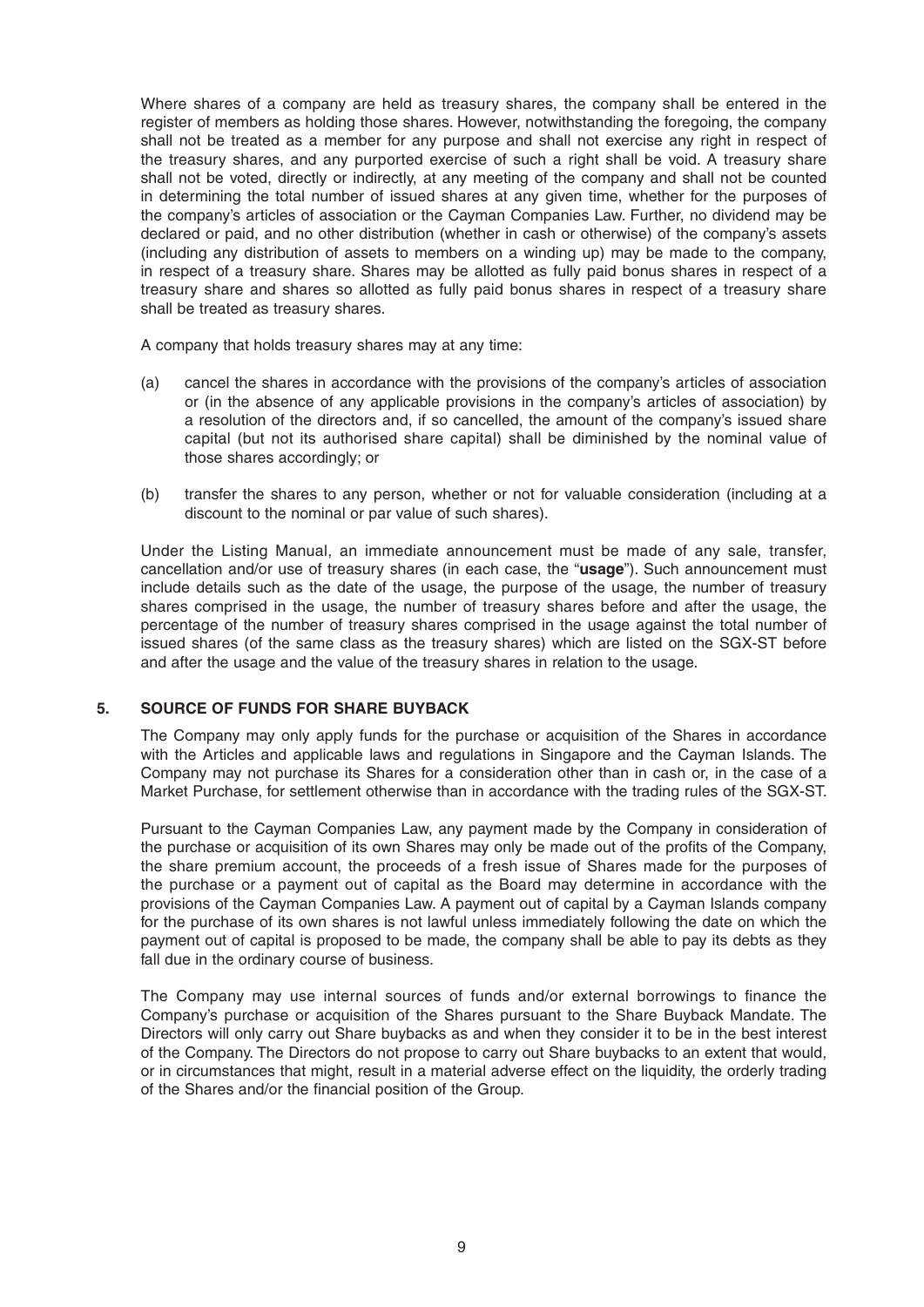Where shares of a company are held as treasury shares, the company shall be entered in the register of members as holding those shares. However, notwithstanding the foregoing, the company shall not be treated as a member for any purpose and shall not exercise any right in respect of the treasury shares, and any purported exercise of such a right shall be void. A treasury share shall not be voted, directly or indirectly, at any meeting of the company and shall not be counted in determining the total number of issued shares at any given time, whether for the purposes of the company's articles of association or the Cayman Companies Law. Further, no dividend may be declared or paid, and no other distribution (whether in cash or otherwise) of the company's assets (including any distribution of assets to members on a winding up) may be made to the company, in respect of a treasury share. Shares may be allotted as fully paid bonus shares in respect of a treasury share and shares so allotted as fully paid bonus shares in respect of a treasury share shall be treated as treasury shares.

A company that holds treasury shares may at any time:

(a) cancel the shares in accordance with the provisions of the company's articles of association or (in the absence of any applicable provisions in the company's articles of association) by a resolution of the directors and, if so cancelled, the amount of the company's issued share capital (but not its authorised share capital) shall be diminished by the nominal value of those shares accordingly; or

(b) transfer the shares to any person, whether or not for valuable consideration (including at a discount to the nominal or par value of such shares).

Under the Listing Manual, an immediate announcement must be made of any sale, transfer, cancellation and/or use of treasury shares (in each case, the "**usage**"). Such announcement must include details such as the date of the usage, the purpose of the usage, the number of treasury shares comprised in the usage, the number of treasury shares before and after the usage, the percentage of the number of treasury shares comprised in the usage against the total number of issued shares (of the same class as the treasury shares) which are listed on the SGX-ST before and after the usage and the value of the treasury shares in relation to the usage.

## 5. SOURCE OF FUNDS FOR SHARE BUYBACK

The Company may only apply funds for the purchase or acquisition of the Shares in accordance with the Articles and applicable laws and regulations in Singapore and the Cayman Islands. The Company may not purchase its Shares for a consideration other than in cash or, in the case of a Market Purchase, for settlement otherwise than in accordance with the trading rules of the SGX-ST.

Pursuant to the Cayman Companies Law, any payment made by the Company in consideration of the purchase or acquisition of its own Shares may only be made out of the profits of the Company, the share premium account, the proceeds of a fresh issue of Shares made for the purposes of the purchase or a payment out of capital as the Board may determine in accordance with the provisions of the Cayman Companies Law. A payment out of capital by a Cayman Islands company for the purchase of its own shares is not lawful unless immediately following the date on which the payment out of capital is proposed to be made, the company shall be able to pay its debts as they fall due in the ordinary course of business.

The Company may use internal sources of funds and/or external borrowings to finance the Company's purchase or acquisition of the Shares pursuant to the Share Buyback Mandate. The Directors will only carry out Share buybacks as and when they consider it to be in the best interest of the Company. The Directors do not propose to carry out Share buybacks to an extent that would, or in circumstances that might, result in a material adverse effect on the liquidity, the orderly trading of the Shares and/or the financial position of the Group.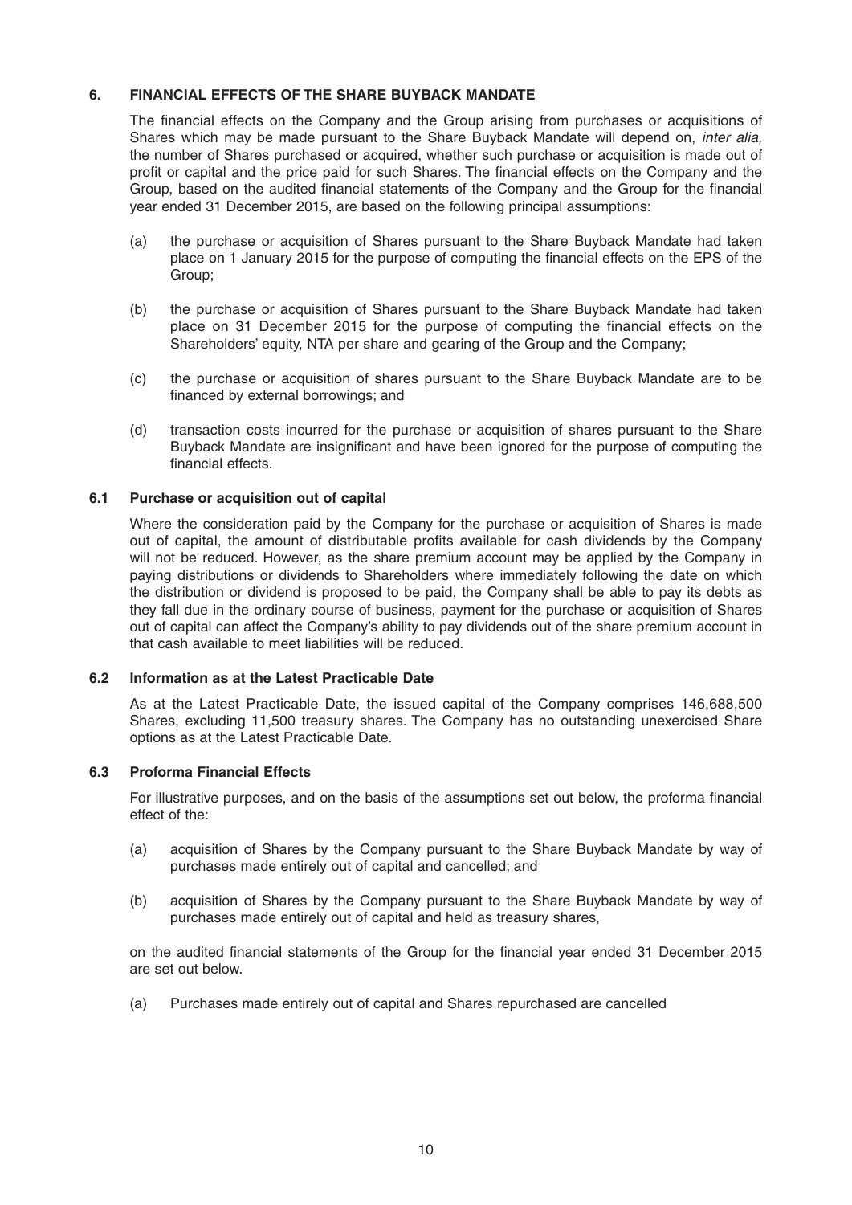## 6. FINANCIAL EFFECTS OF THE SHARE BUYBACK MANDATE

The financial effects on the Company and the Group arising from purchases or acquisitions of Shares which may be made pursuant to the Share Buyback Mandate will depend on, *inter alia,* the number of Shares purchased or acquired, whether such purchase or acquisition is made out of profit or capital and the price paid for such Shares. The financial effects on the Company and the Group, based on the audited financial statements of the Company and the Group for the financial year ended 31 December 2015, are based on the following principal assumptions:

(a) the purchase or acquisition of Shares pursuant to the Share Buyback Mandate had taken place on 1 January 2015 for the purpose of computing the financial effects on the EPS of the Group;

(b) the purchase or acquisition of Shares pursuant to the Share Buyback Mandate had taken place on 31 December 2015 for the purpose of computing the financial effects on the Shareholders' equity, NTA per share and gearing of the Group and the Company;

(c) the purchase or acquisition of shares pursuant to the Share Buyback Mandate are to be financed by external borrowings; and

(d) transaction costs incurred for the purchase or acquisition of shares pursuant to the Share Buyback Mandate are insignificant and have been ignored for the purpose of computing the financial effects.

### 6.1 Purchase or acquisition out of capital

Where the consideration paid by the Company for the purchase or acquisition of Shares is made out of capital, the amount of distributable profits available for cash dividends by the Company will not be reduced. However, as the share premium account may be applied by the Company in paying distributions or dividends to Shareholders where immediately following the date on which the distribution or dividend is proposed to be paid, the Company shall be able to pay its debts as they fall due in the ordinary course of business, payment for the purchase or acquisition of Shares out of capital can affect the Company's ability to pay dividends out of the share premium account in that cash available to meet liabilities will be reduced.

### 6.2 Information as at the Latest Practicable Date

As at the Latest Practicable Date, the issued capital of the Company comprises 146,688,500 Shares, excluding 11,500 treasury shares. The Company has no outstanding unexercised Share options as at the Latest Practicable Date.

### 6.3 Proforma Financial Effects

For illustrative purposes, and on the basis of the assumptions set out below, the proforma financial effect of the:

(a) acquisition of Shares by the Company pursuant to the Share Buyback Mandate by way of purchases made entirely out of capital and cancelled; and

(b) acquisition of Shares by the Company pursuant to the Share Buyback Mandate by way of purchases made entirely out of capital and held as treasury shares,

on the audited financial statements of the Group for the financial year ended 31 December 2015 are set out below.

(a) Purchases made entirely out of capital and Shares repurchased are cancelled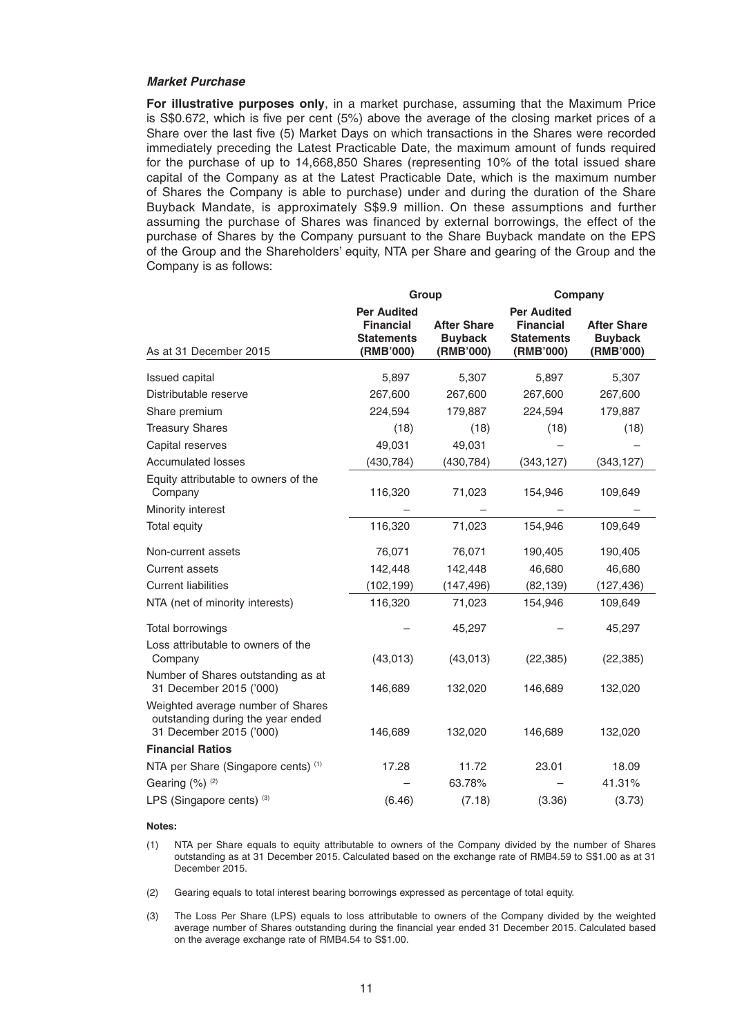***Market Purchase***

**For illustrative purposes only**, in a market purchase, assuming that the Maximum Price is S$0.672, which is five per cent (5%) above the average of the closing market prices of a Share over the last five (5) Market Days on which transactions in the Shares were recorded immediately preceding the Latest Practicable Date, the maximum amount of funds required for the purchase of up to 14,668,850 Shares (representing 10% of the total issued share capital of the Company as at the Latest Practicable Date, which is the maximum number of Shares the Company is able to purchase) under and during the duration of the Share Buyback Mandate, is approximately S$9.9 million. On these assumptions and further assuming the purchase of Shares was financed by external borrowings, the effect of the purchase of Shares by the Company pursuant to the Share Buyback mandate on the EPS of the Group and the Shareholders' equity, NTA per Share and gearing of the Group and the Company is as follows:

| | Group | | Company | |
|---|---|---|---|---|
| As at 31 December 2015 | Per Audited Financial Statements (RMB'000) | After Share Buyback (RMB'000) | Per Audited Financial Statements (RMB'000) | After Share Buyback (RMB'000) |
| Issued capital | 5,897 | 5,307 | 5,897 | 5,307 |
| Distributable reserve | 267,600 | 267,600 | 267,600 | 267,600 |
| Share premium | 224,594 | 179,887 | 224,594 | 179,887 |
| Treasury Shares | (18) | (18) | (18) | (18) |
| Capital reserves | 49,031 | 49,031 | – | – |
| Accumulated losses | (430,784) | (430,784) | (343,127) | (343,127) |
| Equity attributable to owners of the Company | 116,320 | 71,023 | 154,946 | 109,649 |
| Minority interest | – | – | – | – |
| Total equity | 116,320 | 71,023 | 154,946 | 109,649 |
| Non-current assets | 76,071 | 76,071 | 190,405 | 190,405 |
| Current assets | 142,448 | 142,448 | 46,680 | 46,680 |
| Current liabilities | (102,199) | (147,496) | (82,139) | (127,436) |
| NTA (net of minority interests) | 116,320 | 71,023 | 154,946 | 109,649 |
| Total borrowings | – | 45,297 | – | 45,297 |
| Loss attributable to owners of the Company | (43,013) | (43,013) | (22,385) | (22,385) |
| Number of Shares outstanding as at 31 December 2015 ('000) | 146,689 | 132,020 | 146,689 | 132,020 |
| Weighted average number of Shares outstanding during the year ended 31 December 2015 ('000) | 146,689 | 132,020 | 146,689 | 132,020 |
| **Financial Ratios** | | | | |
| NTA per Share (Singapore cents) [(1)] | 17.28 | 11.72 | 23.01 | 18.09 |
| Gearing (%) [(2)] | – | 63.78% | – | 41.31% |
| LPS (Singapore cents) [(3)] | (6.46) | (7.18) | (3.36) | (3.73) |

**Notes:**

(1) NTA per Share equals to equity attributable to owners of the Company divided by the number of Shares outstanding as at 31 December 2015. Calculated based on the exchange rate of RMB4.59 to S$1.00 as at 31 December 2015.

(2) Gearing equals to total interest bearing borrowings expressed as percentage of total equity.

(3) The Loss Per Share (LPS) equals to loss attributable to owners of the Company divided by the weighted average number of Shares outstanding during the financial year ended 31 December 2015. Calculated based on the average exchange rate of RMB4.54 to S$1.00.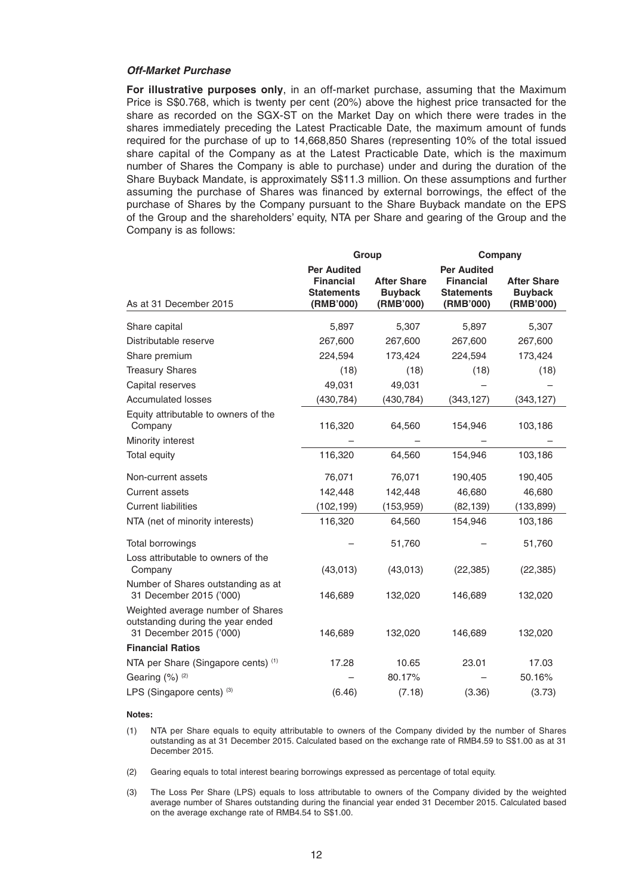***Off-Market Purchase***

**For illustrative purposes only**, in an off-market purchase, assuming that the Maximum Price is S$0.768, which is twenty per cent (20%) above the highest price transacted for the share as recorded on the SGX-ST on the Market Day on which there were trades in the shares immediately preceding the Latest Practicable Date, the maximum amount of funds required for the purchase of up to 14,668,850 Shares (representing 10% of the total issued share capital of the Company as at the Latest Practicable Date, which is the maximum number of Shares the Company is able to purchase) under and during the duration of the Share Buyback Mandate, is approximately S$11.3 million. On these assumptions and further assuming the purchase of Shares was financed by external borrowings, the effect of the purchase of Shares by the Company pursuant to the Share Buyback mandate on the EPS of the Group and the shareholders' equity, NTA per Share and gearing of the Group and the Company is as follows:

| | Group | | Company | |
|---|---|---|---|---|
| As at 31 December 2015 | **Per Audited Financial Statements (RMB'000)** | **After Share Buyback (RMB'000)** | **Per Audited Financial Statements (RMB'000)** | **After Share Buyback (RMB'000)** |
| Share capital | 5,897 | 5,307 | 5,897 | 5,307 |
| Distributable reserve | 267,600 | 267,600 | 267,600 | 267,600 |
| Share premium | 224,594 | 173,424 | 224,594 | 173,424 |
| Treasury Shares | (18) | (18) | (18) | (18) |
| Capital reserves | 49,031 | 49,031 | – | – |
| Accumulated losses | (430,784) | (430,784) | (343,127) | (343,127) |
| Equity attributable to owners of the Company | 116,320 | 64,560 | 154,946 | 103,186 |
| Minority interest | – | – | – | – |
| Total equity | 116,320 | 64,560 | 154,946 | 103,186 |
| Non-current assets | 76,071 | 76,071 | 190,405 | 190,405 |
| Current assets | 142,448 | 142,448 | 46,680 | 46,680 |
| Current liabilities | (102,199) | (153,959) | (82,139) | (133,899) |
| NTA (net of minority interests) | 116,320 | 64,560 | 154,946 | 103,186 |
| Total borrowings | – | 51,760 | – | 51,760 |
| Loss attributable to owners of the Company | (43,013) | (43,013) | (22,385) | (22,385) |
| Number of Shares outstanding as at 31 December 2015 ('000) | 146,689 | 132,020 | 146,689 | 132,020 |
| Weighted average number of Shares outstanding during the year ended 31 December 2015 ('000) | 146,689 | 132,020 | 146,689 | 132,020 |
| **Financial Ratios** | | | | |
| NTA per Share (Singapore cents) [(1)] | 17.28 | 10.65 | 23.01 | 17.03 |
| Gearing (%) [(2)] | – | 80.17% | – | 50.16% |
| LPS (Singapore cents) [(3)] | (6.46) | (7.18) | (3.36) | (3.73) |

**Notes:**

(1) NTA per Share equals to equity attributable to owners of the Company divided by the number of Shares outstanding as at 31 December 2015. Calculated based on the exchange rate of RMB4.59 to S$1.00 as at 31 December 2015.

(2) Gearing equals to total interest bearing borrowings expressed as percentage of total equity.

(3) The Loss Per Share (LPS) equals to loss attributable to owners of the Company divided by the weighted average number of Shares outstanding during the financial year ended 31 December 2015. Calculated based on the average exchange rate of RMB4.54 to S$1.00.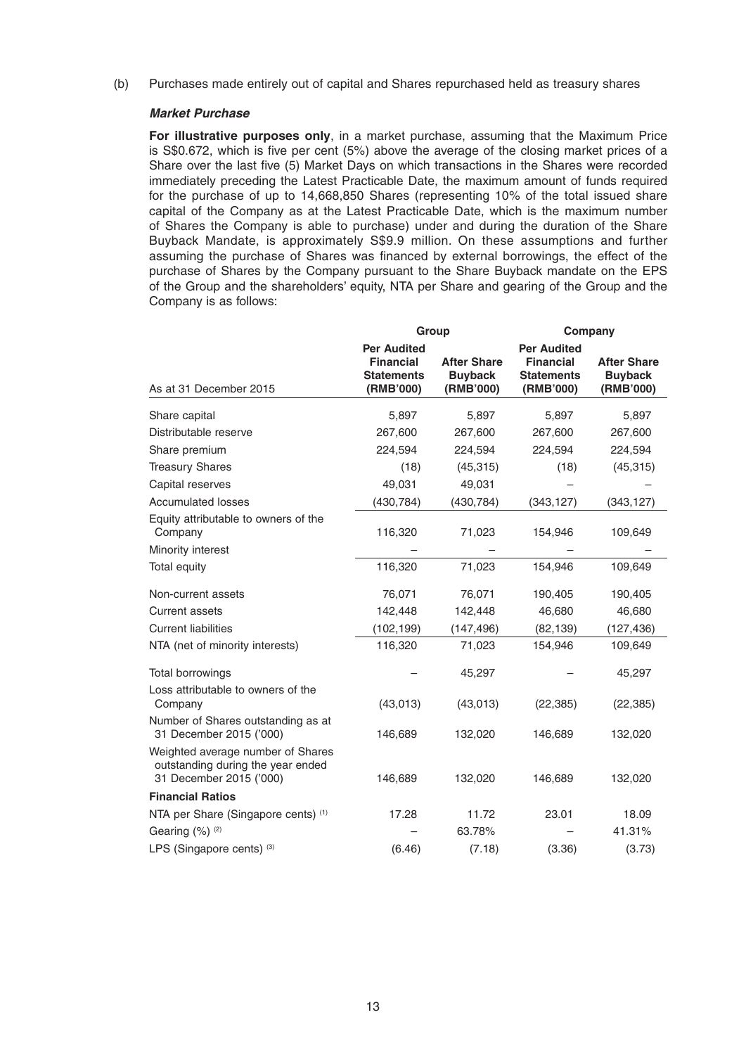(b) Purchases made entirely out of capital and Shares repurchased held as treasury shares

***Market Purchase***

**For illustrative purposes only**, in a market purchase, assuming that the Maximum Price is S$0.672, which is five per cent (5%) above the average of the closing market prices of a Share over the last five (5) Market Days on which transactions in the Shares were recorded immediately preceding the Latest Practicable Date, the maximum amount of funds required for the purchase of up to 14,668,850 Shares (representing 10% of the total issued share capital of the Company as at the Latest Practicable Date, which is the maximum number of Shares the Company is able to purchase) under and during the duration of the Share Buyback Mandate, is approximately S$9.9 million. On these assumptions and further assuming the purchase of Shares was financed by external borrowings, the effect of the purchase of Shares by the Company pursuant to the Share Buyback mandate on the EPS of the Group and the shareholders' equity, NTA per Share and gearing of the Group and the Company is as follows:

| | Group | | Company | |
|---|---|---|---|---|
| As at 31 December 2015 | Per Audited Financial Statements (RMB'000) | After Share Buyback (RMB'000) | Per Audited Financial Statements (RMB'000) | After Share Buyback (RMB'000) |
| Share capital | 5,897 | 5,897 | 5,897 | 5,897 |
| Distributable reserve | 267,600 | 267,600 | 267,600 | 267,600 |
| Share premium | 224,594 | 224,594 | 224,594 | 224,594 |
| Treasury Shares | (18) | (45,315) | (18) | (45,315) |
| Capital reserves | 49,031 | 49,031 | – | – |
| Accumulated losses | (430,784) | (430,784) | (343,127) | (343,127) |
| Equity attributable to owners of the Company | 116,320 | 71,023 | 154,946 | 109,649 |
| Minority interest | – | – | – | – |
| Total equity | 116,320 | 71,023 | 154,946 | 109,649 |
| Non-current assets | 76,071 | 76,071 | 190,405 | 190,405 |
| Current assets | 142,448 | 142,448 | 46,680 | 46,680 |
| Current liabilities | (102,199) | (147,496) | (82,139) | (127,436) |
| NTA (net of minority interests) | 116,320 | 71,023 | 154,946 | 109,649 |
| Total borrowings | – | 45,297 | – | 45,297 |
| Loss attributable to owners of the Company | (43,013) | (43,013) | (22,385) | (22,385) |
| Number of Shares outstanding as at 31 December 2015 ('000) | 146,689 | 132,020 | 146,689 | 132,020 |
| Weighted average number of Shares outstanding during the year ended 31 December 2015 ('000) | 146,689 | 132,020 | 146,689 | 132,020 |
| **Financial Ratios** | | | | |
| NTA per Share (Singapore cents) [(1)] | 17.28 | 11.72 | 23.01 | 18.09 |
| Gearing (%) [(2)] | – | 63.78% | – | 41.31% |
| LPS (Singapore cents) [(3)] | (6.46) | (7.18) | (3.36) | (3.73) |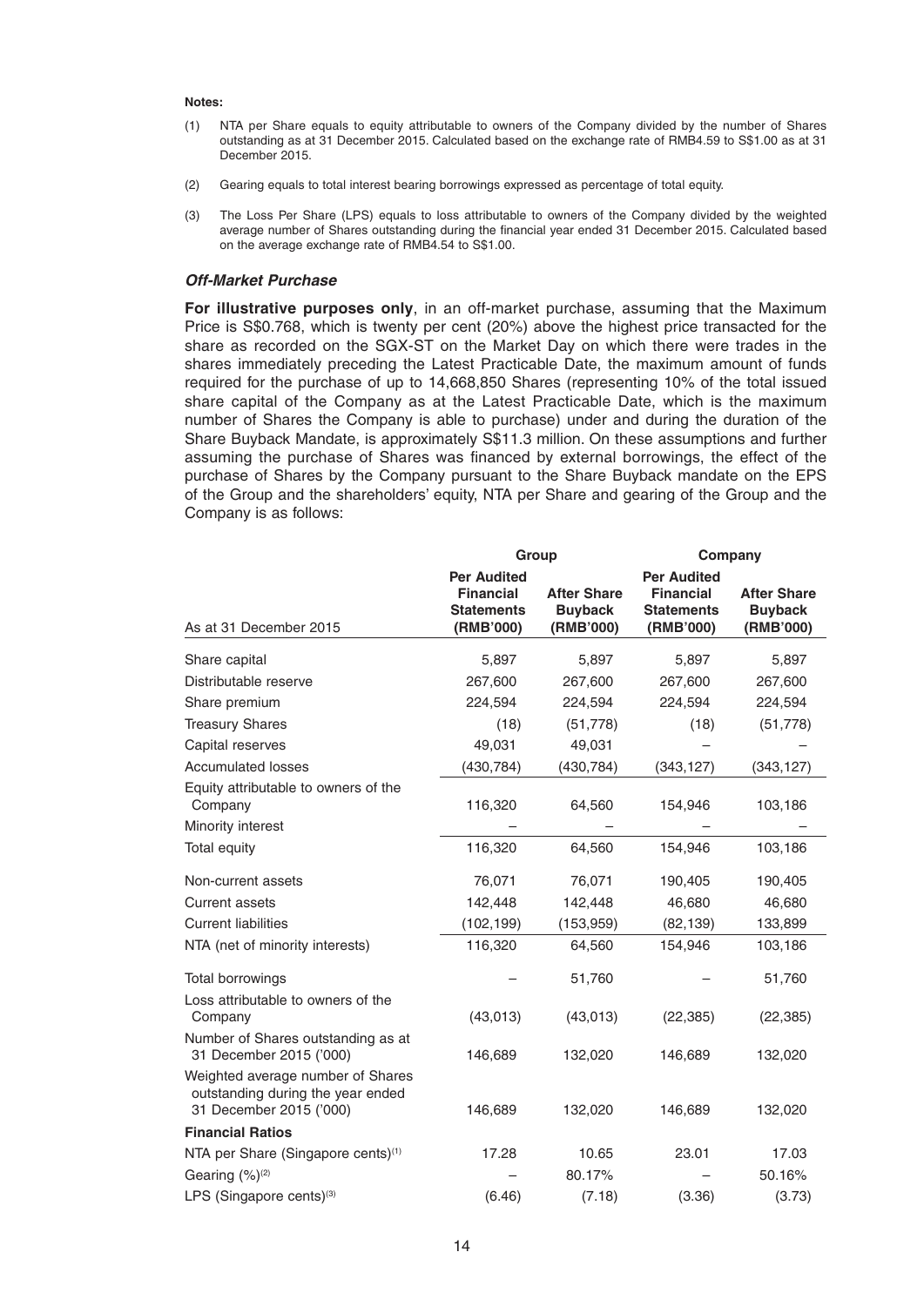**Notes:**

(1) NTA per Share equals to equity attributable to owners of the Company divided by the number of Shares outstanding as at 31 December 2015. Calculated based on the exchange rate of RMB4.59 to S$1.00 as at 31 December 2015.

(2) Gearing equals to total interest bearing borrowings expressed as percentage of total equity.

(3) The Loss Per Share (LPS) equals to loss attributable to owners of the Company divided by the weighted average number of Shares outstanding during the financial year ended 31 December 2015. Calculated based on the average exchange rate of RMB4.54 to S$1.00.

### *Off-Market Purchase*

**For illustrative purposes only**, in an off-market purchase, assuming that the Maximum Price is S$0.768, which is twenty per cent (20%) above the highest price transacted for the share as recorded on the SGX-ST on the Market Day on which there were trades in the shares immediately preceding the Latest Practicable Date, the maximum amount of funds required for the purchase of up to 14,668,850 Shares (representing 10% of the total issued share capital of the Company as at the Latest Practicable Date, which is the maximum number of Shares the Company is able to purchase) under and during the duration of the Share Buyback Mandate, is approximately S$11.3 million. On these assumptions and further assuming the purchase of Shares was financed by external borrowings, the effect of the purchase of Shares by the Company pursuant to the Share Buyback mandate on the EPS of the Group and the shareholders' equity, NTA per Share and gearing of the Group and the Company is as follows:

| | Group | | Company | |
|---|---|---|---|---|
| As at 31 December 2015 | **Per Audited Financial Statements (RMB'000)** | **After Share Buyback (RMB'000)** | **Per Audited Financial Statements (RMB'000)** | **After Share Buyback (RMB'000)** |
| Share capital | 5,897 | 5,897 | 5,897 | 5,897 |
| Distributable reserve | 267,600 | 267,600 | 267,600 | 267,600 |
| Share premium | 224,594 | 224,594 | 224,594 | 224,594 |
| Treasury Shares | (18) | (51,778) | (18) | (51,778) |
| Capital reserves | 49,031 | 49,031 | – | – |
| Accumulated losses | (430,784) | (430,784) | (343,127) | (343,127) |
| Equity attributable to owners of the Company | 116,320 | 64,560 | 154,946 | 103,186 |
| Minority interest | – | – | – | – |
| Total equity | 116,320 | 64,560 | 154,946 | 103,186 |
| Non-current assets | 76,071 | 76,071 | 190,405 | 190,405 |
| Current assets | 142,448 | 142,448 | 46,680 | 46,680 |
| Current liabilities | (102,199) | (153,959) | (82,139) | 133,899 |
| NTA (net of minority interests) | 116,320 | 64,560 | 154,946 | 103,186 |
| Total borrowings | – | 51,760 | – | 51,760 |
| Loss attributable to owners of the Company | (43,013) | (43,013) | (22,385) | (22,385) |
| Number of Shares outstanding as at 31 December 2015 ('000) | 146,689 | 132,020 | 146,689 | 132,020 |
| Weighted average number of Shares outstanding during the year ended 31 December 2015 ('000) | 146,689 | 132,020 | 146,689 | 132,020 |
| **Financial Ratios** | | | | |
| NTA per Share (Singapore cents)(1) | 17.28 | 10.65 | 23.01 | 17.03 |
| Gearing (%)(2) | – | 80.17% | – | 50.16% |
| LPS (Singapore cents)(3) | (6.46) | (7.18) | (3.36) | (3.73) |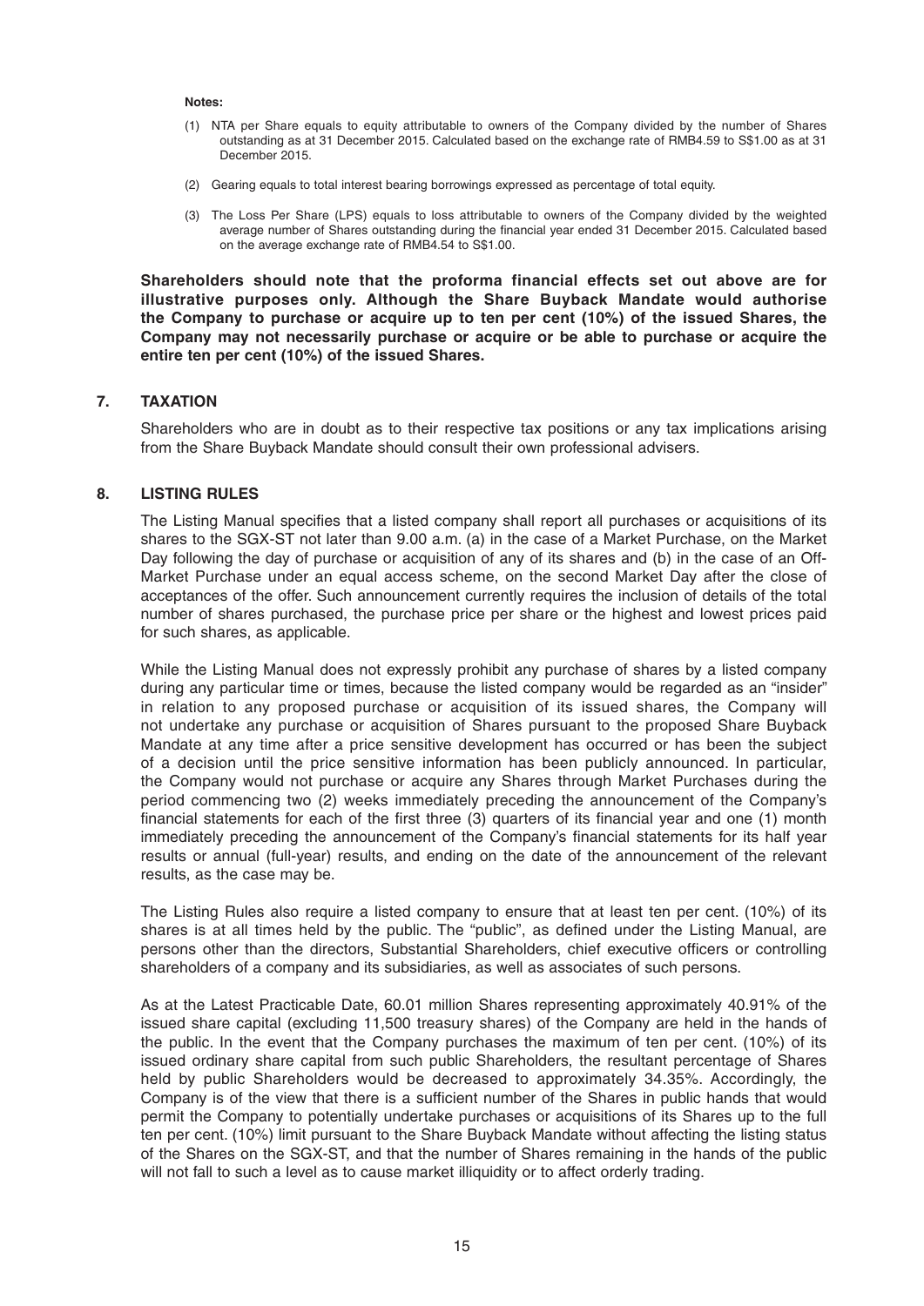**Notes:**

(1) NTA per Share equals to equity attributable to owners of the Company divided by the number of Shares outstanding as at 31 December 2015. Calculated based on the exchange rate of RMB4.59 to S$1.00 as at 31 December 2015.

(2) Gearing equals to total interest bearing borrowings expressed as percentage of total equity.

(3) The Loss Per Share (LPS) equals to loss attributable to owners of the Company divided by the weighted average number of Shares outstanding during the financial year ended 31 December 2015. Calculated based on the average exchange rate of RMB4.54 to S$1.00.

**Shareholders should note that the proforma financial effects set out above are for illustrative purposes only. Although the Share Buyback Mandate would authorise the Company to purchase or acquire up to ten per cent (10%) of the issued Shares, the Company may not necessarily purchase or acquire or be able to purchase or acquire the entire ten per cent (10%) of the issued Shares.**

## 7. TAXATION

Shareholders who are in doubt as to their respective tax positions or any tax implications arising from the Share Buyback Mandate should consult their own professional advisers.

## 8. LISTING RULES

The Listing Manual specifies that a listed company shall report all purchases or acquisitions of its shares to the SGX-ST not later than 9.00 a.m. (a) in the case of a Market Purchase, on the Market Day following the day of purchase or acquisition of any of its shares and (b) in the case of an Off-Market Purchase under an equal access scheme, on the second Market Day after the close of acceptances of the offer. Such announcement currently requires the inclusion of details of the total number of shares purchased, the purchase price per share or the highest and lowest prices paid for such shares, as applicable.

While the Listing Manual does not expressly prohibit any purchase of shares by a listed company during any particular time or times, because the listed company would be regarded as an "insider" in relation to any proposed purchase or acquisition of its issued shares, the Company will not undertake any purchase or acquisition of Shares pursuant to the proposed Share Buyback Mandate at any time after a price sensitive development has occurred or has been the subject of a decision until the price sensitive information has been publicly announced. In particular, the Company would not purchase or acquire any Shares through Market Purchases during the period commencing two (2) weeks immediately preceding the announcement of the Company's financial statements for each of the first three (3) quarters of its financial year and one (1) month immediately preceding the announcement of the Company's financial statements for its half year results or annual (full-year) results, and ending on the date of the announcement of the relevant results, as the case may be.

The Listing Rules also require a listed company to ensure that at least ten per cent. (10%) of its shares is at all times held by the public. The "public", as defined under the Listing Manual, are persons other than the directors, Substantial Shareholders, chief executive officers or controlling shareholders of a company and its subsidiaries, as well as associates of such persons.

As at the Latest Practicable Date, 60.01 million Shares representing approximately 40.91% of the issued share capital (excluding 11,500 treasury shares) of the Company are held in the hands of the public. In the event that the Company purchases the maximum of ten per cent. (10%) of its issued ordinary share capital from such public Shareholders, the resultant percentage of Shares held by public Shareholders would be decreased to approximately 34.35%. Accordingly, the Company is of the view that there is a sufficient number of the Shares in public hands that would permit the Company to potentially undertake purchases or acquisitions of its Shares up to the full ten per cent. (10%) limit pursuant to the Share Buyback Mandate without affecting the listing status of the Shares on the SGX-ST, and that the number of Shares remaining in the hands of the public will not fall to such a level as to cause market illiquidity or to affect orderly trading.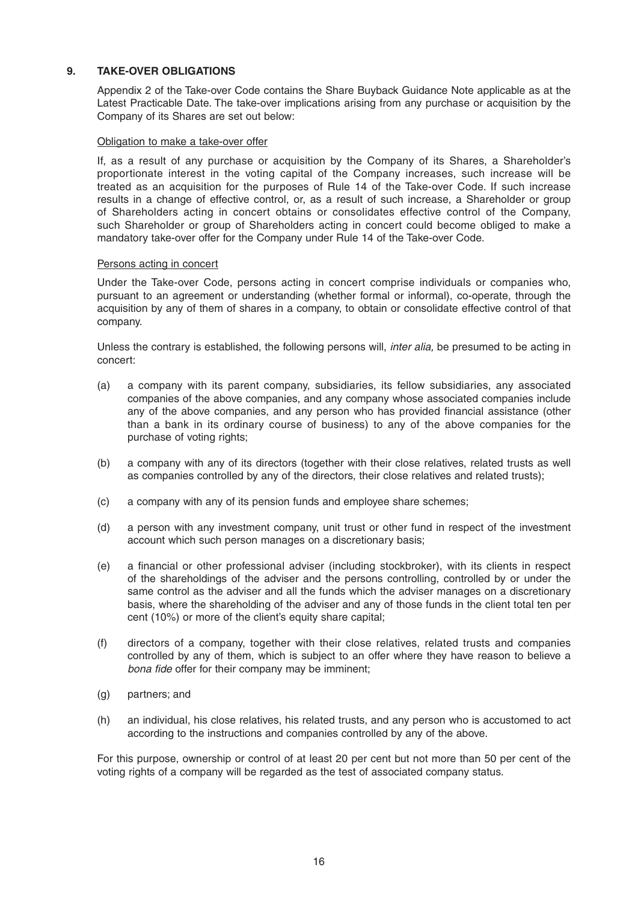## 9. TAKE-OVER OBLIGATIONS

Appendix 2 of the Take-over Code contains the Share Buyback Guidance Note applicable as at the Latest Practicable Date. The take-over implications arising from any purchase or acquisition by the Company of its Shares are set out below:

Obligation to make a take-over offer

If, as a result of any purchase or acquisition by the Company of its Shares, a Shareholder's proportionate interest in the voting capital of the Company increases, such increase will be treated as an acquisition for the purposes of Rule 14 of the Take-over Code. If such increase results in a change of effective control, or, as a result of such increase, a Shareholder or group of Shareholders acting in concert obtains or consolidates effective control of the Company, such Shareholder or group of Shareholders acting in concert could become obliged to make a mandatory take-over offer for the Company under Rule 14 of the Take-over Code.

Persons acting in concert

Under the Take-over Code, persons acting in concert comprise individuals or companies who, pursuant to an agreement or understanding (whether formal or informal), co-operate, through the acquisition by any of them of shares in a company, to obtain or consolidate effective control of that company.

Unless the contrary is established, the following persons will, *inter alia,* be presumed to be acting in concert:

(a) a company with its parent company, subsidiaries, its fellow subsidiaries, any associated companies of the above companies, and any company whose associated companies include any of the above companies, and any person who has provided financial assistance (other than a bank in its ordinary course of business) to any of the above companies for the purchase of voting rights;

(b) a company with any of its directors (together with their close relatives, related trusts as well as companies controlled by any of the directors, their close relatives and related trusts);

(c) a company with any of its pension funds and employee share schemes;

(d) a person with any investment company, unit trust or other fund in respect of the investment account which such person manages on a discretionary basis;

(e) a financial or other professional adviser (including stockbroker), with its clients in respect of the shareholdings of the adviser and the persons controlling, controlled by or under the same control as the adviser and all the funds which the adviser manages on a discretionary basis, where the shareholding of the adviser and any of those funds in the client total ten per cent (10%) or more of the client's equity share capital;

(f) directors of a company, together with their close relatives, related trusts and companies controlled by any of them, which is subject to an offer where they have reason to believe a *bona fide* offer for their company may be imminent;

(g) partners; and

(h) an individual, his close relatives, his related trusts, and any person who is accustomed to act according to the instructions and companies controlled by any of the above.

For this purpose, ownership or control of at least 20 per cent but not more than 50 per cent of the voting rights of a company will be regarded as the test of associated company status.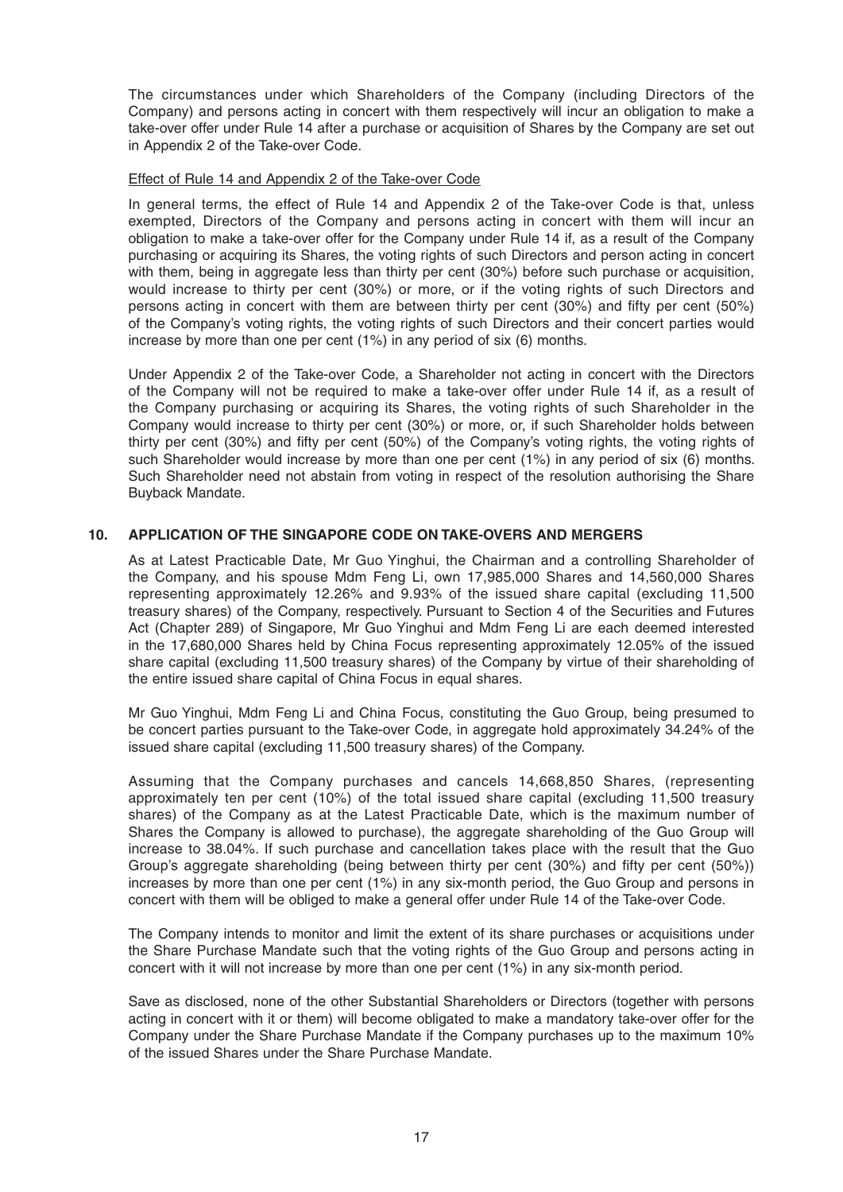The circumstances under which Shareholders of the Company (including Directors of the Company) and persons acting in concert with them respectively will incur an obligation to make a take-over offer under Rule 14 after a purchase or acquisition of Shares by the Company are set out in Appendix 2 of the Take-over Code.

Effect of Rule 14 and Appendix 2 of the Take-over Code

In general terms, the effect of Rule 14 and Appendix 2 of the Take-over Code is that, unless exempted, Directors of the Company and persons acting in concert with them will incur an obligation to make a take-over offer for the Company under Rule 14 if, as a result of the Company purchasing or acquiring its Shares, the voting rights of such Directors and person acting in concert with them, being in aggregate less than thirty per cent (30%) before such purchase or acquisition, would increase to thirty per cent (30%) or more, or if the voting rights of such Directors and persons acting in concert with them are between thirty per cent (30%) and fifty per cent (50%) of the Company's voting rights, the voting rights of such Directors and their concert parties would increase by more than one per cent (1%) in any period of six (6) months.

Under Appendix 2 of the Take-over Code, a Shareholder not acting in concert with the Directors of the Company will not be required to make a take-over offer under Rule 14 if, as a result of the Company purchasing or acquiring its Shares, the voting rights of such Shareholder in the Company would increase to thirty per cent (30%) or more, or, if such Shareholder holds between thirty per cent (30%) and fifty per cent (50%) of the Company's voting rights, the voting rights of such Shareholder would increase by more than one per cent (1%) in any period of six (6) months. Such Shareholder need not abstain from voting in respect of the resolution authorising the Share Buyback Mandate.

## 10. APPLICATION OF THE SINGAPORE CODE ON TAKE-OVERS AND MERGERS

As at Latest Practicable Date, Mr Guo Yinghui, the Chairman and a controlling Shareholder of the Company, and his spouse Mdm Feng Li, own 17,985,000 Shares and 14,560,000 Shares representing approximately 12.26% and 9.93% of the issued share capital (excluding 11,500 treasury shares) of the Company, respectively. Pursuant to Section 4 of the Securities and Futures Act (Chapter 289) of Singapore, Mr Guo Yinghui and Mdm Feng Li are each deemed interested in the 17,680,000 Shares held by China Focus representing approximately 12.05% of the issued share capital (excluding 11,500 treasury shares) of the Company by virtue of their shareholding of the entire issued share capital of China Focus in equal shares.

Mr Guo Yinghui, Mdm Feng Li and China Focus, constituting the Guo Group, being presumed to be concert parties pursuant to the Take-over Code, in aggregate hold approximately 34.24% of the issued share capital (excluding 11,500 treasury shares) of the Company.

Assuming that the Company purchases and cancels 14,668,850 Shares, (representing approximately ten per cent (10%) of the total issued share capital (excluding 11,500 treasury shares) of the Company as at the Latest Practicable Date, which is the maximum number of Shares the Company is allowed to purchase), the aggregate shareholding of the Guo Group will increase to 38.04%. If such purchase and cancellation takes place with the result that the Guo Group's aggregate shareholding (being between thirty per cent (30%) and fifty per cent (50%)) increases by more than one per cent (1%) in any six-month period, the Guo Group and persons in concert with them will be obliged to make a general offer under Rule 14 of the Take-over Code.

The Company intends to monitor and limit the extent of its share purchases or acquisitions under the Share Purchase Mandate such that the voting rights of the Guo Group and persons acting in concert with it will not increase by more than one per cent (1%) in any six-month period.

Save as disclosed, none of the other Substantial Shareholders or Directors (together with persons acting in concert with it or them) will become obligated to make a mandatory take-over offer for the Company under the Share Purchase Mandate if the Company purchases up to the maximum 10% of the issued Shares under the Share Purchase Mandate.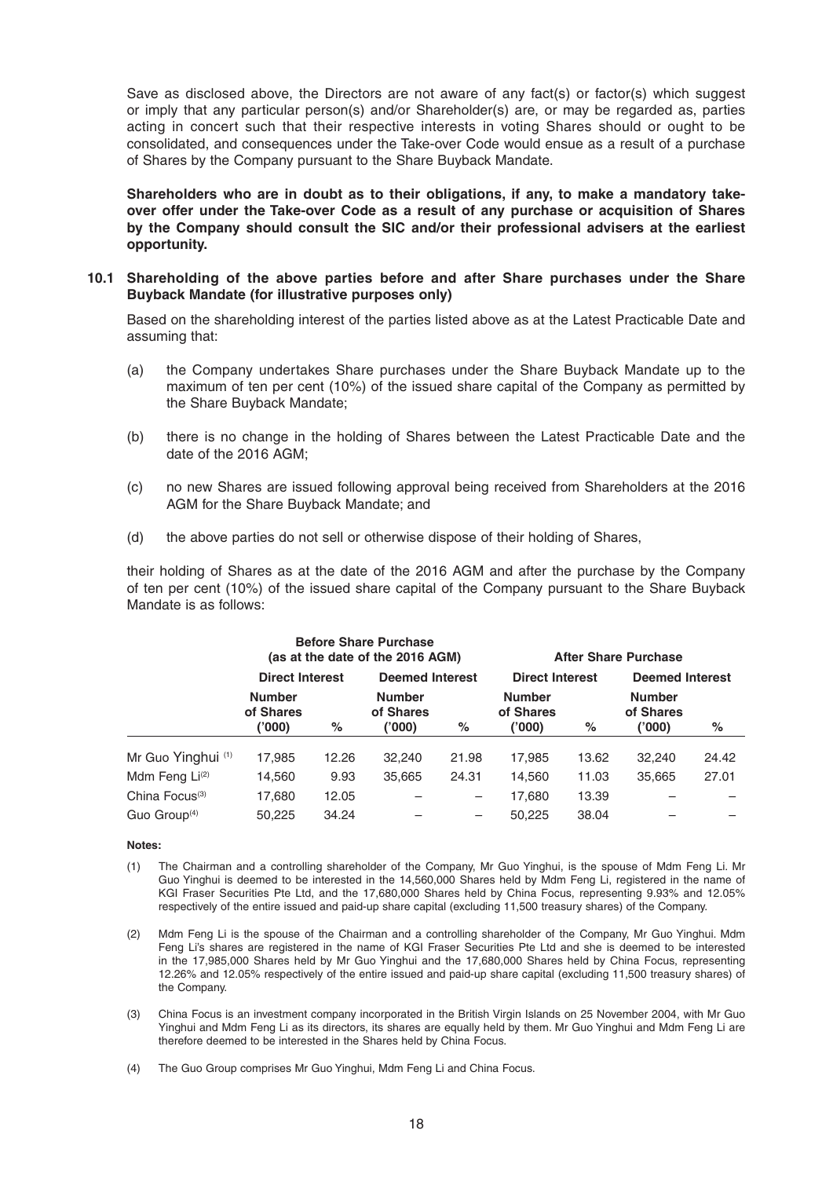Save as disclosed above, the Directors are not aware of any fact(s) or factor(s) which suggest or imply that any particular person(s) and/or Shareholder(s) are, or may be regarded as, parties acting in concert such that their respective interests in voting Shares should or ought to be consolidated, and consequences under the Take-over Code would ensue as a result of a purchase of Shares by the Company pursuant to the Share Buyback Mandate.

**Shareholders who are in doubt as to their obligations, if any, to make a mandatory take-over offer under the Take-over Code as a result of any purchase or acquisition of Shares by the Company should consult the SIC and/or their professional advisers at the earliest opportunity.**

### 10.1 Shareholding of the above parties before and after Share purchases under the Share Buyback Mandate (for illustrative purposes only)

Based on the shareholding interest of the parties listed above as at the Latest Practicable Date and assuming that:

(a) the Company undertakes Share purchases under the Share Buyback Mandate up to the maximum of ten per cent (10%) of the issued share capital of the Company as permitted by the Share Buyback Mandate;

(b) there is no change in the holding of Shares between the Latest Practicable Date and the date of the 2016 AGM;

(c) no new Shares are issued following approval being received from Shareholders at the 2016 AGM for the Share Buyback Mandate; and

(d) the above parties do not sell or otherwise dispose of their holding of Shares,

their holding of Shares as at the date of the 2016 AGM and after the purchase by the Company of ten per cent (10%) of the issued share capital of the Company pursuant to the Share Buyback Mandate is as follows:

| | Before Share Purchase (as at the date of the 2016 AGM) | | | | After Share Purchase | | | |
|---|---|---|---|---|---|---|---|---|
| | Direct Interest | | Deemed Interest | | Direct Interest | | Deemed Interest | |
| | Number of Shares ('000) | % | Number of Shares ('000) | % | Number of Shares ('000) | % | Number of Shares ('000) | % |
| Mr Guo Yinghui [(1)] | 17,985 | 12.26 | 32,240 | 21.98 | 17,985 | 13.62 | 32,240 | 24.42 |
| Mdm Feng Li[(2)] | 14,560 | 9.93 | 35,665 | 24.31 | 14,560 | 11.03 | 35,665 | 27.01 |
| China Focus[(3)] | 17,680 | 12.05 | – | – | 17,680 | 13.39 | – | – |
| Guo Group[(4)] | 50,225 | 34.24 | – | – | 50,225 | 38.04 | – | – |

**Notes:**

(1) The Chairman and a controlling shareholder of the Company, Mr Guo Yinghui, is the spouse of Mdm Feng Li. Mr Guo Yinghui is deemed to be interested in the 14,560,000 Shares held by Mdm Feng Li, registered in the name of KGI Fraser Securities Pte Ltd, and the 17,680,000 Shares held by China Focus, representing 9.93% and 12.05% respectively of the entire issued and paid-up share capital (excluding 11,500 treasury shares) of the Company.

(2) Mdm Feng Li is the spouse of the Chairman and a controlling shareholder of the Company, Mr Guo Yinghui. Mdm Feng Li's shares are registered in the name of KGI Fraser Securities Pte Ltd and she is deemed to be interested in the 17,985,000 Shares held by Mr Guo Yinghui and the 17,680,000 Shares held by China Focus, representing 12.26% and 12.05% respectively of the entire issued and paid-up share capital (excluding 11,500 treasury shares) of the Company.

(3) China Focus is an investment company incorporated in the British Virgin Islands on 25 November 2004, with Mr Guo Yinghui and Mdm Feng Li as its directors, its shares are equally held by them. Mr Guo Yinghui and Mdm Feng Li are therefore deemed to be interested in the Shares held by China Focus.

(4) The Guo Group comprises Mr Guo Yinghui, Mdm Feng Li and China Focus.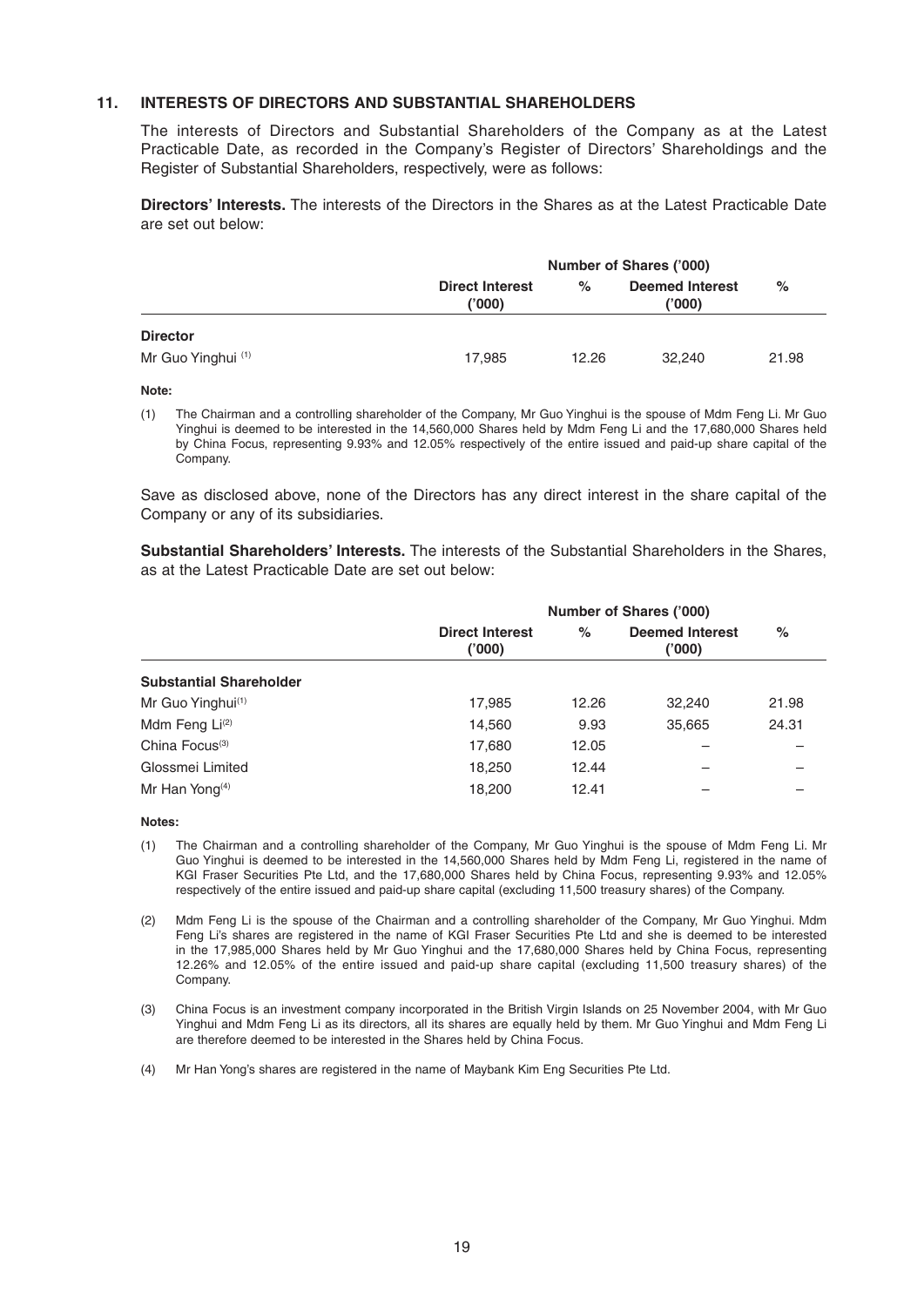## 11. INTERESTS OF DIRECTORS AND SUBSTANTIAL SHAREHOLDERS

The interests of Directors and Substantial Shareholders of the Company as at the Latest Practicable Date, as recorded in the Company's Register of Directors' Shareholdings and the Register of Substantial Shareholders, respectively, were as follows:

**Directors' Interests.** The interests of the Directors in the Shares as at the Latest Practicable Date are set out below:

| | Number of Shares ('000) | | | |
|---|---|---|---|---|
| | Direct Interest ('000) | % | Deemed Interest ('000) | % |
| **Director** | | | | |
| Mr Guo Yinghui [(1)] | 17,985 | 12.26 | 32,240 | 21.98 |

**Note:**

(1) The Chairman and a controlling shareholder of the Company, Mr Guo Yinghui is the spouse of Mdm Feng Li. Mr Guo Yinghui is deemed to be interested in the 14,560,000 Shares held by Mdm Feng Li and the 17,680,000 Shares held by China Focus, representing 9.93% and 12.05% respectively of the entire issued and paid-up share capital of the Company.

Save as disclosed above, none of the Directors has any direct interest in the share capital of the Company or any of its subsidiaries.

**Substantial Shareholders' Interests.** The interests of the Substantial Shareholders in the Shares, as at the Latest Practicable Date are set out below:

| | Number of Shares ('000) | | | |
|---|---|---|---|---|
| | Direct Interest ('000) | % | Deemed Interest ('000) | % |
| **Substantial Shareholder** | | | | |
| Mr Guo Yinghui[(1)] | 17,985 | 12.26 | 32,240 | 21.98 |
| Mdm Feng Li[(2)] | 14,560 | 9.93 | 35,665 | 24.31 |
| China Focus[(3)] | 17,680 | 12.05 | – | – |
| Glossmei Limited | 18,250 | 12.44 | – | – |
| Mr Han Yong[(4)] | 18,200 | 12.41 | – | – |

**Notes:**

(1) The Chairman and a controlling shareholder of the Company, Mr Guo Yinghui is the spouse of Mdm Feng Li. Mr Guo Yinghui is deemed to be interested in the 14,560,000 Shares held by Mdm Feng Li, registered in the name of KGI Fraser Securities Pte Ltd, and the 17,680,000 Shares held by China Focus, representing 9.93% and 12.05% respectively of the entire issued and paid-up share capital (excluding 11,500 treasury shares) of the Company.

(2) Mdm Feng Li is the spouse of the Chairman and a controlling shareholder of the Company, Mr Guo Yinghui. Mdm Feng Li's shares are registered in the name of KGI Fraser Securities Pte Ltd and she is deemed to be interested in the 17,985,000 Shares held by Mr Guo Yinghui and the 17,680,000 Shares held by China Focus, representing 12.26% and 12.05% of the entire issued and paid-up share capital (excluding 11,500 treasury shares) of the Company.

(3) China Focus is an investment company incorporated in the British Virgin Islands on 25 November 2004, with Mr Guo Yinghui and Mdm Feng Li as its directors, all its shares are equally held by them. Mr Guo Yinghui and Mdm Feng Li are therefore deemed to be interested in the Shares held by China Focus.

(4) Mr Han Yong's shares are registered in the name of Maybank Kim Eng Securities Pte Ltd.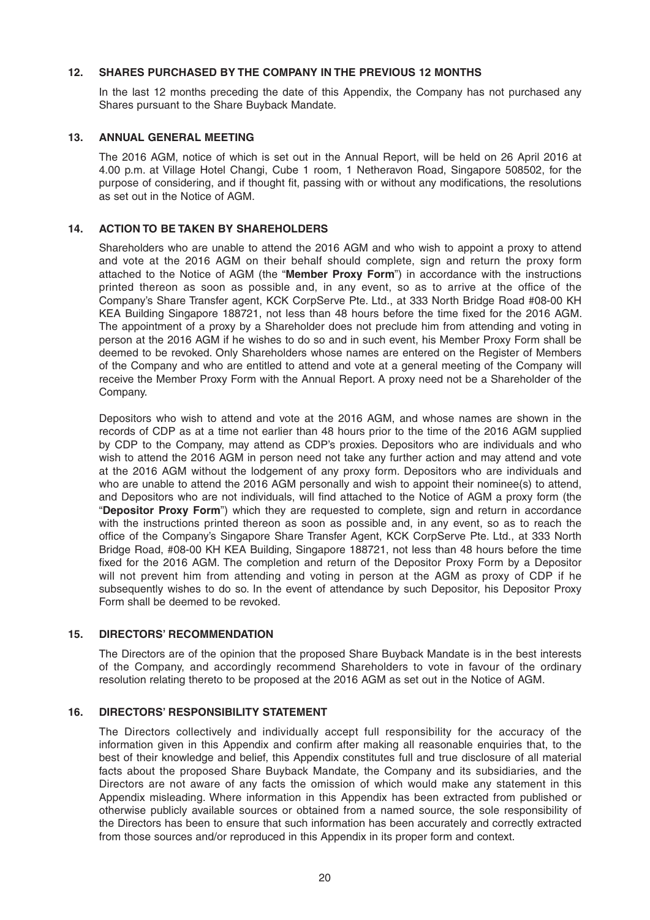## 12. SHARES PURCHASED BY THE COMPANY IN THE PREVIOUS 12 MONTHS

In the last 12 months preceding the date of this Appendix, the Company has not purchased any Shares pursuant to the Share Buyback Mandate.

## 13. ANNUAL GENERAL MEETING

The 2016 AGM, notice of which is set out in the Annual Report, will be held on 26 April 2016 at 4.00 p.m. at Village Hotel Changi, Cube 1 room, 1 Netheravon Road, Singapore 508502, for the purpose of considering, and if thought fit, passing with or without any modifications, the resolutions as set out in the Notice of AGM.

## 14. ACTION TO BE TAKEN BY SHAREHOLDERS

Shareholders who are unable to attend the 2016 AGM and who wish to appoint a proxy to attend and vote at the 2016 AGM on their behalf should complete, sign and return the proxy form attached to the Notice of AGM (the "**Member Proxy Form**") in accordance with the instructions printed thereon as soon as possible and, in any event, so as to arrive at the office of the Company's Share Transfer agent, KCK CorpServe Pte. Ltd., at 333 North Bridge Road #08-00 KH KEA Building Singapore 188721, not less than 48 hours before the time fixed for the 2016 AGM. The appointment of a proxy by a Shareholder does not preclude him from attending and voting in person at the 2016 AGM if he wishes to do so and in such event, his Member Proxy Form shall be deemed to be revoked. Only Shareholders whose names are entered on the Register of Members of the Company and who are entitled to attend and vote at a general meeting of the Company will receive the Member Proxy Form with the Annual Report. A proxy need not be a Shareholder of the Company.

Depositors who wish to attend and vote at the 2016 AGM, and whose names are shown in the records of CDP as at a time not earlier than 48 hours prior to the time of the 2016 AGM supplied by CDP to the Company, may attend as CDP's proxies. Depositors who are individuals and who wish to attend the 2016 AGM in person need not take any further action and may attend and vote at the 2016 AGM without the lodgement of any proxy form. Depositors who are individuals and who are unable to attend the 2016 AGM personally and wish to appoint their nominee(s) to attend, and Depositors who are not individuals, will find attached to the Notice of AGM a proxy form (the "**Depositor Proxy Form**") which they are requested to complete, sign and return in accordance with the instructions printed thereon as soon as possible and, in any event, so as to reach the office of the Company's Singapore Share Transfer Agent, KCK CorpServe Pte. Ltd., at 333 North Bridge Road, #08-00 KH KEA Building, Singapore 188721, not less than 48 hours before the time fixed for the 2016 AGM. The completion and return of the Depositor Proxy Form by a Depositor will not prevent him from attending and voting in person at the AGM as proxy of CDP if he subsequently wishes to do so. In the event of attendance by such Depositor, his Depositor Proxy Form shall be deemed to be revoked.

## 15. DIRECTORS' RECOMMENDATION

The Directors are of the opinion that the proposed Share Buyback Mandate is in the best interests of the Company, and accordingly recommend Shareholders to vote in favour of the ordinary resolution relating thereto to be proposed at the 2016 AGM as set out in the Notice of AGM.

## 16. DIRECTORS' RESPONSIBILITY STATEMENT

The Directors collectively and individually accept full responsibility for the accuracy of the information given in this Appendix and confirm after making all reasonable enquiries that, to the best of their knowledge and belief, this Appendix constitutes full and true disclosure of all material facts about the proposed Share Buyback Mandate, the Company and its subsidiaries, and the Directors are not aware of any facts the omission of which would make any statement in this Appendix misleading. Where information in this Appendix has been extracted from published or otherwise publicly available sources or obtained from a named source, the sole responsibility of the Directors has been to ensure that such information has been accurately and correctly extracted from those sources and/or reproduced in this Appendix in its proper form and context.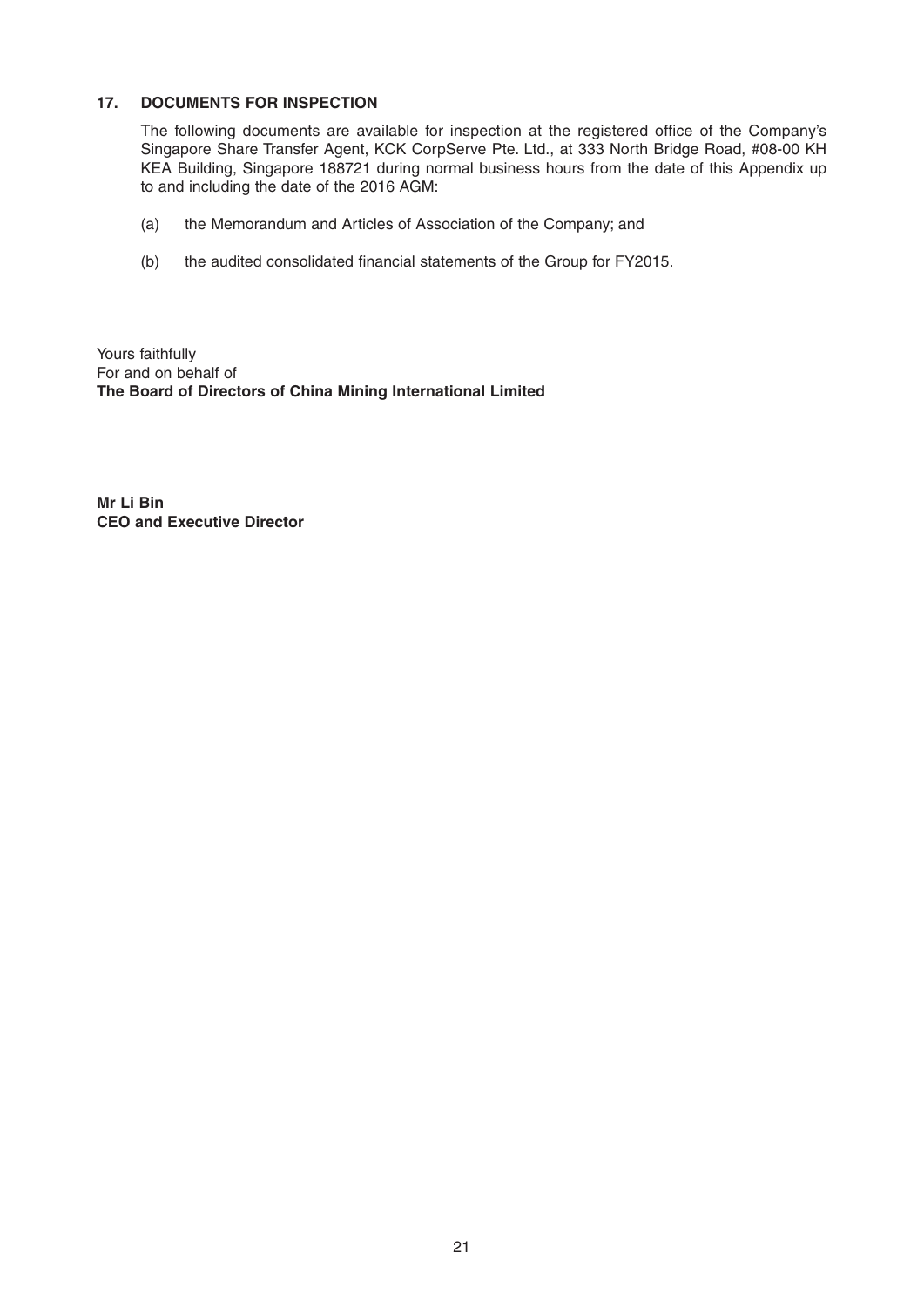### 17. DOCUMENTS FOR INSPECTION

The following documents are available for inspection at the registered office of the Company's Singapore Share Transfer Agent, KCK CorpServe Pte. Ltd., at 333 North Bridge Road, #08-00 KH KEA Building, Singapore 188721 during normal business hours from the date of this Appendix up to and including the date of the 2016 AGM:

(a) the Memorandum and Articles of Association of the Company; and

(b) the audited consolidated financial statements of the Group for FY2015.

Yours faithfully
For and on behalf of
**The Board of Directors of China Mining International Limited**

**Mr Li Bin**
**CEO and Executive Director**